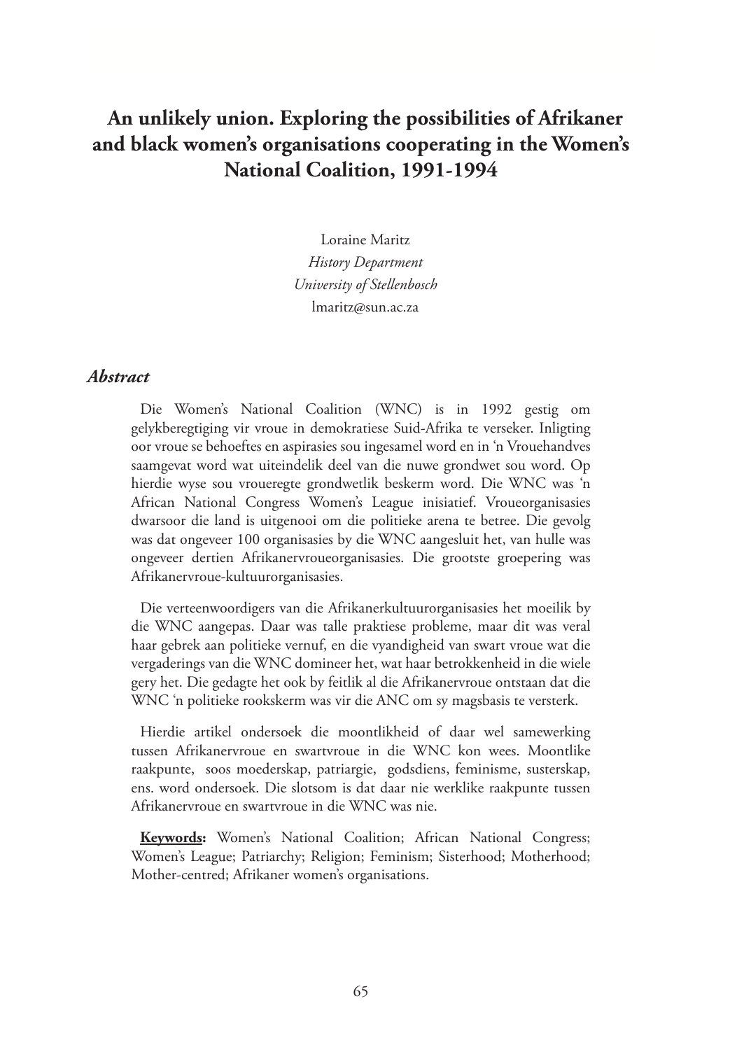# An unlikely union. Exploring the possibilities of Afrikaner and black women's organisations cooperating in the Women's National Coalition, 1991-1994

Loraine Maritz
*History Department*
*University of Stellenbosch*
lmaritz@sun.ac.za

## *Abstract*

Die Women's National Coalition (WNC) is in 1992 gestig om gelykberegtiging vir vroue in demokratiese Suid-Afrika te verseker. Inligting oor vroue se behoeftes en aspirasies sou ingesamel word en in 'n Vrouehandves saamgevat word wat uiteindelik deel van die nuwe grondwet sou word. Op hierdie wyse sou vroueregte grondwetlik beskerm word. Die WNC was 'n African National Congress Women's League inisiatief. Vroueorganisasies dwarsoor die land is uitgenooi om die politieke arena te betree. Die gevolg was dat ongeveer 100 organisasies by die WNC aangesluit het, van hulle was ongeveer dertien Afrikanervroueorganisasies. Die grootste groepering was Afrikanervroue-kultuurorganisasies.

Die verteenwoordigers van die Afrikanerkultuurorganisasies het moeilik by die WNC aangepas. Daar was talle praktiese probleme, maar dit was veral haar gebrek aan politieke vernuf, en die vyandigheid van swart vroue wat die vergaderings van die WNC domineer het, wat haar betrokkenheid in die wiele gery het. Die gedagte het ook by feitlik al die Afrikanervroue ontstaan dat die WNC 'n politieke rookskerm was vir die ANC om sy magsbasis te versterk.

Hierdie artikel ondersoek die moontlikheid of daar wel samewerking tussen Afrikanervroue en swartvroue in die WNC kon wees. Moontlike raakpunte, soos moederskap, patriargie, godsdiens, feminisme, susterskap, ens. word ondersoek. Die slotsom is dat daar nie werklike raakpunte tussen Afrikanervroue en swartvroue in die WNC was nie.

**Keywords:** Women's National Coalition; African National Congress; Women's League; Patriarchy; Religion; Feminism; Sisterhood; Motherhood; Mother-centred; Afrikaner women's organisations.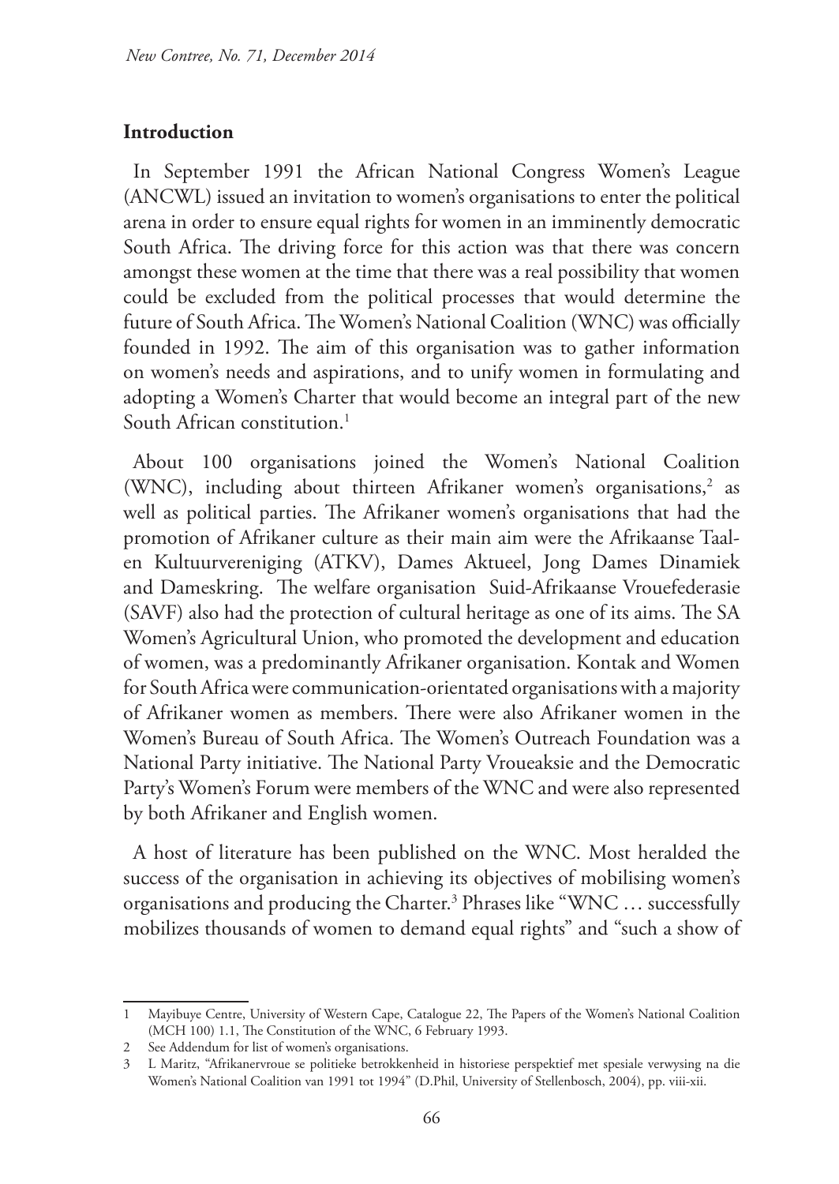## Introduction

In September 1991 the African National Congress Women's League (ANCWL) issued an invitation to women's organisations to enter the political arena in order to ensure equal rights for women in an imminently democratic South Africa. The driving force for this action was that there was concern amongst these women at the time that there was a real possibility that women could be excluded from the political processes that would determine the future of South Africa. The Women's National Coalition (WNC) was officially founded in 1992. The aim of this organisation was to gather information on women's needs and aspirations, and to unify women in formulating and adopting a Women's Charter that would become an integral part of the new South African constitution.[1]

About 100 organisations joined the Women's National Coalition (WNC), including about thirteen Afrikaner women's organisations,[2] as well as political parties. The Afrikaner women's organisations that had the promotion of Afrikaner culture as their main aim were the Afrikaanse Taal-en Kultuurvereniging (ATKV), Dames Aktueel, Jong Dames Dinamiek and Dameskring. The welfare organisation Suid-Afrikaanse Vrouefederasie (SAVF) also had the protection of cultural heritage as one of its aims. The SA Women's Agricultural Union, who promoted the development and education of women, was a predominantly Afrikaner organisation. Kontak and Women for South Africa were communication-orientated organisations with a majority of Afrikaner women as members. There were also Afrikaner women in the Women's Bureau of South Africa. The Women's Outreach Foundation was a National Party initiative. The National Party Vroueaksie and the Democratic Party's Women's Forum were members of the WNC and were also represented by both Afrikaner and English women.

A host of literature has been published on the WNC. Most heralded the success of the organisation in achieving its objectives of mobilising women's organisations and producing the Charter.[3] Phrases like "WNC … successfully mobilizes thousands of women to demand equal rights" and "such a show of

---

1 Mayibuye Centre, University of Western Cape, Catalogue 22, The Papers of the Women's National Coalition (MCH 100) 1.1, The Constitution of the WNC, 6 February 1993.

2 See Addendum for list of women's organisations.

3 L Maritz, "Afrikanervroue se politieke betrokkenheid in historiese perspektief met spesiale verwysing na die Women's National Coalition van 1991 tot 1994" (D.Phil, University of Stellenbosch, 2004), pp. viii-xii.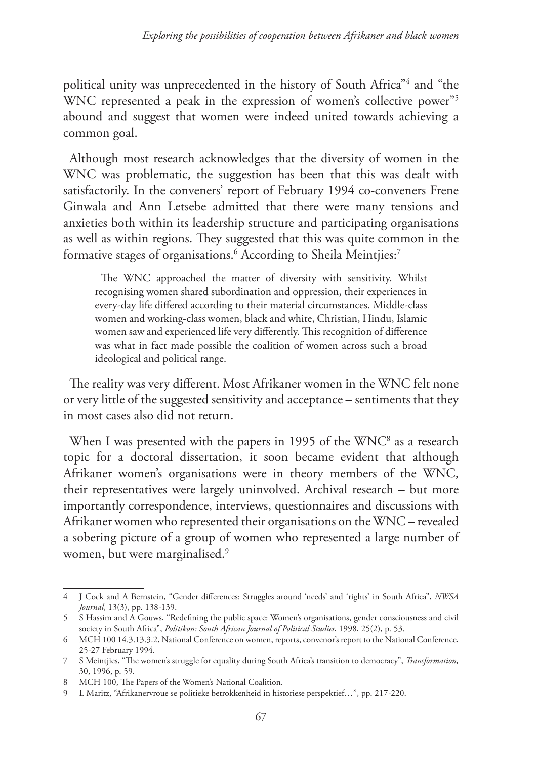political unity was unprecedented in the history of South Africa"[4] and "the WNC represented a peak in the expression of women's collective power"[5] abound and suggest that women were indeed united towards achieving a common goal.

Although most research acknowledges that the diversity of women in the WNC was problematic, the suggestion has been that this was dealt with satisfactorily. In the conveners' report of February 1994 co-conveners Frene Ginwala and Ann Letsebe admitted that there were many tensions and anxieties both within its leadership structure and participating organisations as well as within regions. They suggested that this was quite common in the formative stages of organisations.[6] According to Sheila Meintjies:[7]

> The WNC approached the matter of diversity with sensitivity. Whilst recognising women shared subordination and oppression, their experiences in every-day life differed according to their material circumstances. Middle-class women and working-class women, black and white, Christian, Hindu, Islamic women saw and experienced life very differently. This recognition of difference was what in fact made possible the coalition of women across such a broad ideological and political range.

The reality was very different. Most Afrikaner women in the WNC felt none or very little of the suggested sensitivity and acceptance – sentiments that they in most cases also did not return.

When I was presented with the papers in 1995 of the WNC[8] as a research topic for a doctoral dissertation, it soon became evident that although Afrikaner women's organisations were in theory members of the WNC, their representatives were largely uninvolved. Archival research – but more importantly correspondence, interviews, questionnaires and discussions with Afrikaner women who represented their organisations on the WNC – revealed a sobering picture of a group of women who represented a large number of women, but were marginalised.[9]

---

4 J Cock and A Bernstein, "Gender differences: Struggles around 'needs' and 'rights' in South Africa", *NWSA Journal*, 13(3), pp. 138-139.

5 S Hassim and A Gouws, "Redefining the public space: Women's organisations, gender consciousness and civil society in South Africa", *Politikon: South African Journal of Political Studies*, 1998, 25(2), p. 53.

6 MCH 100 14.3.13.3.2, National Conference on women, reports, convenor's report to the National Conference, 25-27 February 1994.

7 S Meintjies, "The women's struggle for equality during South Africa's transition to democracy", *Transformation,* 30, 1996, p. 59.

8 MCH 100, The Papers of the Women's National Coalition.

9 L Maritz, "Afrikanervroue se politieke betrokkenheid in historiese perspektief…", pp. 217-220.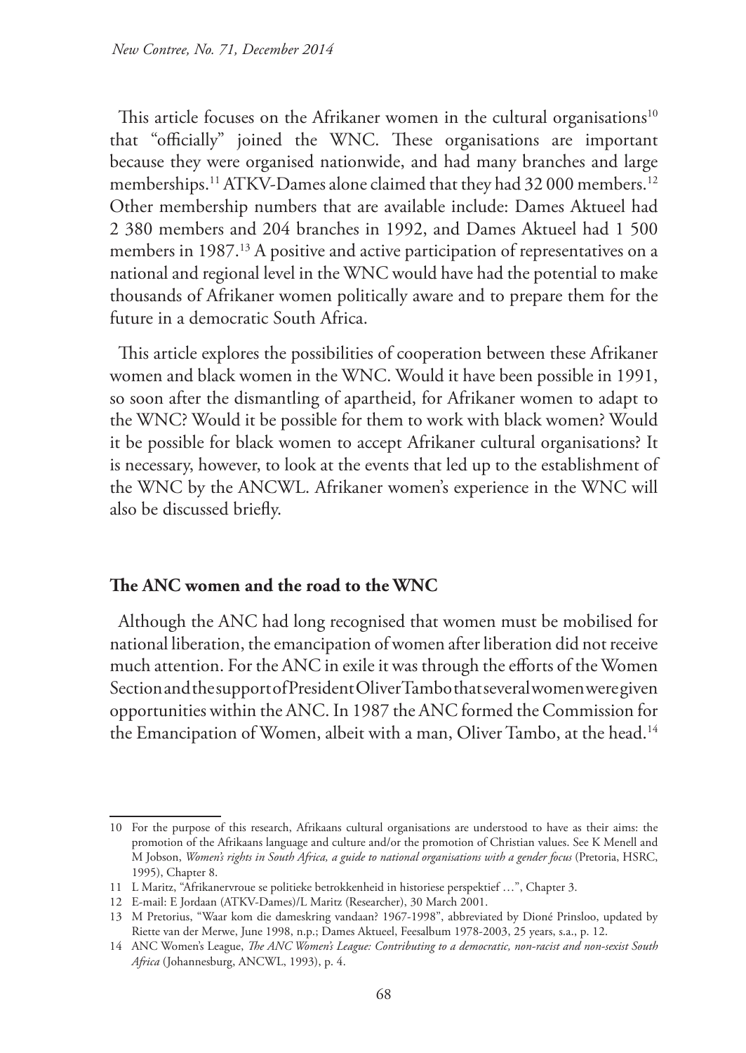This article focuses on the Afrikaner women in the cultural organisations[10] that "officially" joined the WNC. These organisations are important because they were organised nationwide, and had many branches and large memberships.[11] ATKV-Dames alone claimed that they had 32 000 members.[12] Other membership numbers that are available include: Dames Aktueel had 2 380 members and 204 branches in 1992, and Dames Aktueel had 1 500 members in 1987.[13] A positive and active participation of representatives on a national and regional level in the WNC would have had the potential to make thousands of Afrikaner women politically aware and to prepare them for the future in a democratic South Africa.

This article explores the possibilities of cooperation between these Afrikaner women and black women in the WNC. Would it have been possible in 1991, so soon after the dismantling of apartheid, for Afrikaner women to adapt to the WNC? Would it be possible for them to work with black women? Would it be possible for black women to accept Afrikaner cultural organisations? It is necessary, however, to look at the events that led up to the establishment of the WNC by the ANCWL. Afrikaner women's experience in the WNC will also be discussed briefly.

## The ANC women and the road to the WNC

Although the ANC had long recognised that women must be mobilised for national liberation, the emancipation of women after liberation did not receive much attention. For the ANC in exile it was through the efforts of the Women Section and the support of President Oliver Tambo that several women were given opportunities within the ANC. In 1987 the ANC formed the Commission for the Emancipation of Women, albeit with a man, Oliver Tambo, at the head.[14]

---

10 For the purpose of this research, Afrikaans cultural organisations are understood to have as their aims: the promotion of the Afrikaans language and culture and/or the promotion of Christian values. See K Menell and M Jobson, *Women's rights in South Africa, a guide to national organisations with a gender focus* (Pretoria, HSRC, 1995), Chapter 8.

11 L Maritz, "Afrikanervroue se politieke betrokkenheid in historiese perspektief …", Chapter 3.

12 E-mail: E Jordaan (ATKV-Dames)/L Maritz (Researcher), 30 March 2001.

13 M Pretorius, "Waar kom die dameskring vandaan? 1967-1998", abbreviated by Dioné Prinsloo, updated by Riette van der Merwe, June 1998, n.p.; Dames Aktueel, Feesalbum 1978-2003, 25 years, s.a., p. 12.

14 ANC Women's League, *The ANC Women's League: Contributing to a democratic, non-racist and non-sexist South Africa* (Johannesburg, ANCWL, 1993), p. 4.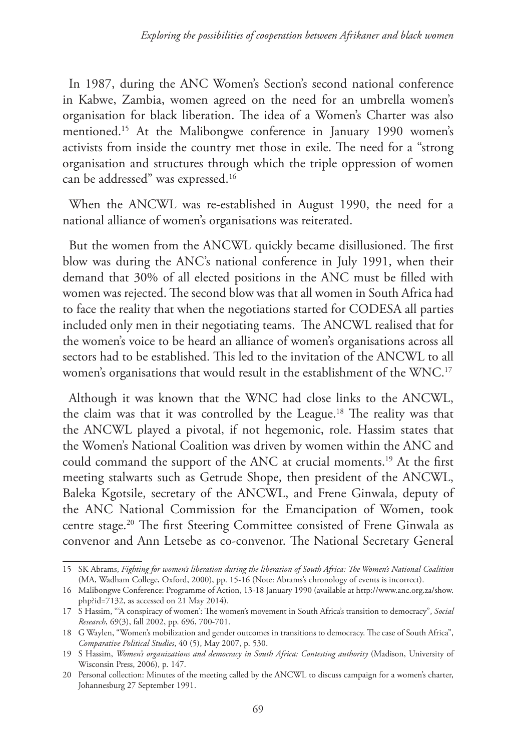In 1987, during the ANC Women's Section's second national conference in Kabwe, Zambia, women agreed on the need for an umbrella women's organisation for black liberation. The idea of a Women's Charter was also mentioned.[15] At the Malibongwe conference in January 1990 women's activists from inside the country met those in exile. The need for a "strong organisation and structures through which the triple oppression of women can be addressed" was expressed.[16]

When the ANCWL was re-established in August 1990, the need for a national alliance of women's organisations was reiterated.

But the women from the ANCWL quickly became disillusioned. The first blow was during the ANC's national conference in July 1991, when their demand that 30% of all elected positions in the ANC must be filled with women was rejected. The second blow was that all women in South Africa had to face the reality that when the negotiations started for CODESA all parties included only men in their negotiating teams. The ANCWL realised that for the women's voice to be heard an alliance of women's organisations across all sectors had to be established. This led to the invitation of the ANCWL to all women's organisations that would result in the establishment of the WNC.[17]

Although it was known that the WNC had close links to the ANCWL, the claim was that it was controlled by the League.[18] The reality was that the ANCWL played a pivotal, if not hegemonic, role. Hassim states that the Women's National Coalition was driven by women within the ANC and could command the support of the ANC at crucial moments.[19] At the first meeting stalwarts such as Getrude Shope, then president of the ANCWL, Baleka Kgotsile, secretary of the ANCWL, and Frene Ginwala, deputy of the ANC National Commission for the Emancipation of Women, took centre stage.[20] The first Steering Committee consisted of Frene Ginwala as convenor and Ann Letsebe as co-convenor. The National Secretary General

---

15 SK Abrams, *Fighting for women's liberation during the liberation of South Africa: The Women's National Coalition* (MA, Wadham College, Oxford, 2000), pp. 15-16 (Note: Abrams's chronology of events is incorrect).

16 Malibongwe Conference: Programme of Action, 13-18 January 1990 (available at http://www.anc.org.za/show.php?id=7132, as accessed on 21 May 2014).

17 S Hassim, "'A conspiracy of women': The women's movement in South Africa's transition to democracy", *Social Research*, 69(3), fall 2002, pp. 696, 700-701.

18 G Waylen, "Women's mobilization and gender outcomes in transitions to democracy. The case of South Africa", *Comparative Political Studies*, 40 (5), May 2007, p. 530.

19 S Hassim, *Women's organizations and democracy in South Africa: Contesting authority* (Madison, University of Wisconsin Press, 2006), p. 147.

20 Personal collection: Minutes of the meeting called by the ANCWL to discuss campaign for a women's charter, Johannesburg 27 September 1991.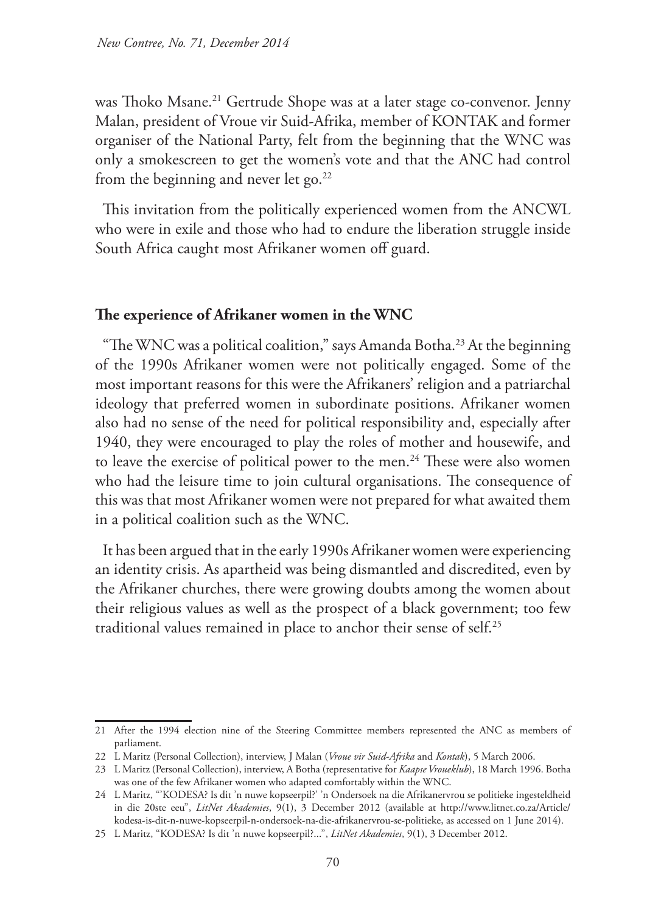was Thoko Msane.[21] Gertrude Shope was at a later stage co-convenor. Jenny Malan, president of Vroue vir Suid-Afrika, member of KONTAK and former organiser of the National Party, felt from the beginning that the WNC was only a smokescreen to get the women's vote and that the ANC had control from the beginning and never let go.[22]

This invitation from the politically experienced women from the ANCWL who were in exile and those who had to endure the liberation struggle inside South Africa caught most Afrikaner women off guard.

## The experience of Afrikaner women in the WNC

"The WNC was a political coalition," says Amanda Botha.[23] At the beginning of the 1990s Afrikaner women were not politically engaged. Some of the most important reasons for this were the Afrikaners' religion and a patriarchal ideology that preferred women in subordinate positions. Afrikaner women also had no sense of the need for political responsibility and, especially after 1940, they were encouraged to play the roles of mother and housewife, and to leave the exercise of political power to the men.[24] These were also women who had the leisure time to join cultural organisations. The consequence of this was that most Afrikaner women were not prepared for what awaited them in a political coalition such as the WNC.

It has been argued that in the early 1990s Afrikaner women were experiencing an identity crisis. As apartheid was being dismantled and discredited, even by the Afrikaner churches, there were growing doubts among the women about their religious values as well as the prospect of a black government; too few traditional values remained in place to anchor their sense of self.[25]

---

21 After the 1994 election nine of the Steering Committee members represented the ANC as members of parliament.

22 L Maritz (Personal Collection), interview, J Malan (*Vroue vir Suid-Afrika* and *Kontak*), 5 March 2006.

23 L Maritz (Personal Collection), interview, A Botha (representative for *Kaapse Vroueklub*), 18 March 1996. Botha was one of the few Afrikaner women who adapted comfortably within the WNC.

24 L Maritz, "'KODESA? Is dit 'n nuwe kopseerpil?' 'n Ondersoek na die Afrikanervrou se politieke ingesteldheid in die 20ste eeu", *LitNet Akademies*, 9(1), 3 December 2012 (available at http://www.litnet.co.za/Article/kodesa-is-dit-n-nuwe-kopseerpil-n-ondersoek-na-die-afrikanervrou-se-politieke, as accessed on 1 June 2014).

25 L Maritz, "KODESA? Is dit 'n nuwe kopseerpil?...", *LitNet Akademies*, 9(1), 3 December 2012.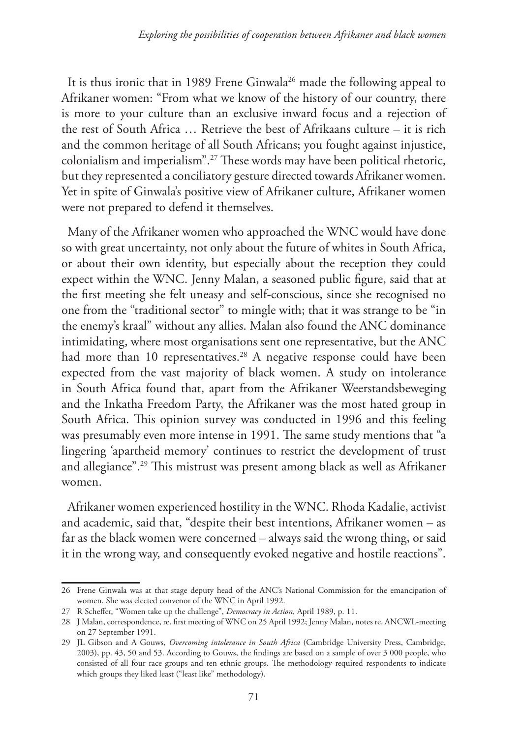It is thus ironic that in 1989 Frene Ginwala[26] made the following appeal to Afrikaner women: "From what we know of the history of our country, there is more to your culture than an exclusive inward focus and a rejection of the rest of South Africa … Retrieve the best of Afrikaans culture – it is rich and the common heritage of all South Africans; you fought against injustice, colonialism and imperialism".[27] These words may have been political rhetoric, but they represented a conciliatory gesture directed towards Afrikaner women. Yet in spite of Ginwala's positive view of Afrikaner culture, Afrikaner women were not prepared to defend it themselves.

Many of the Afrikaner women who approached the WNC would have done so with great uncertainty, not only about the future of whites in South Africa, or about their own identity, but especially about the reception they could expect within the WNC. Jenny Malan, a seasoned public figure, said that at the first meeting she felt uneasy and self-conscious, since she recognised no one from the "traditional sector" to mingle with; that it was strange to be "in the enemy's kraal" without any allies. Malan also found the ANC dominance intimidating, where most organisations sent one representative, but the ANC had more than 10 representatives.[28] A negative response could have been expected from the vast majority of black women. A study on intolerance in South Africa found that, apart from the Afrikaner Weerstandsbeweging and the Inkatha Freedom Party, the Afrikaner was the most hated group in South Africa. This opinion survey was conducted in 1996 and this feeling was presumably even more intense in 1991. The same study mentions that "a lingering 'apartheid memory' continues to restrict the development of trust and allegiance".[29] This mistrust was present among black as well as Afrikaner women.

Afrikaner women experienced hostility in the WNC. Rhoda Kadalie, activist and academic, said that, "despite their best intentions, Afrikaner women – as far as the black women were concerned – always said the wrong thing, or said it in the wrong way, and consequently evoked negative and hostile reactions".

---

26 Frene Ginwala was at that stage deputy head of the ANC's National Commission for the emancipation of women. She was elected convenor of the WNC in April 1992.

27 R Scheffer, "Women take up the challenge", *Democracy in Action*, April 1989, p. 11.

28 J Malan, correspondence, re. first meeting of WNC on 25 April 1992; Jenny Malan, notes re. ANCWL-meeting on 27 September 1991.

29 JL Gibson and A Gouws, *Overcoming intolerance in South Africa* (Cambridge University Press, Cambridge, 2003), pp. 43, 50 and 53. According to Gouws, the findings are based on a sample of over 3 000 people, who consisted of all four race groups and ten ethnic groups. The methodology required respondents to indicate which groups they liked least ("least like" methodology).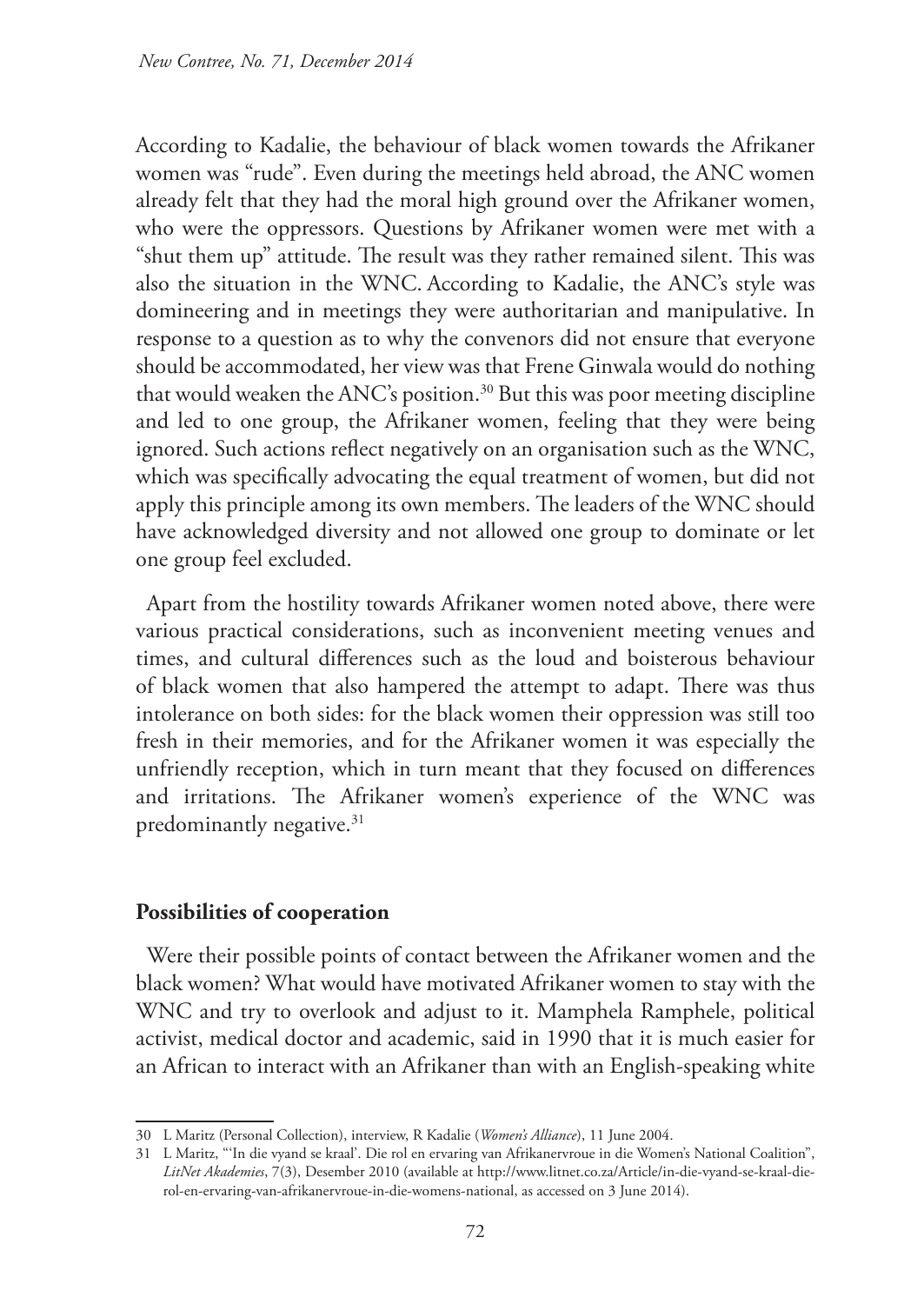According to Kadalie, the behaviour of black women towards the Afrikaner women was "rude". Even during the meetings held abroad, the ANC women already felt that they had the moral high ground over the Afrikaner women, who were the oppressors. Questions by Afrikaner women were met with a "shut them up" attitude. The result was they rather remained silent. This was also the situation in the WNC. According to Kadalie, the ANC's style was domineering and in meetings they were authoritarian and manipulative. In response to a question as to why the convenors did not ensure that everyone should be accommodated, her view was that Frene Ginwala would do nothing that would weaken the ANC's position.[30] But this was poor meeting discipline and led to one group, the Afrikaner women, feeling that they were being ignored. Such actions reflect negatively on an organisation such as the WNC, which was specifically advocating the equal treatment of women, but did not apply this principle among its own members. The leaders of the WNC should have acknowledged diversity and not allowed one group to dominate or let one group feel excluded.

Apart from the hostility towards Afrikaner women noted above, there were various practical considerations, such as inconvenient meeting venues and times, and cultural differences such as the loud and boisterous behaviour of black women that also hampered the attempt to adapt. There was thus intolerance on both sides: for the black women their oppression was still too fresh in their memories, and for the Afrikaner women it was especially the unfriendly reception, which in turn meant that they focused on differences and irritations. The Afrikaner women's experience of the WNC was predominantly negative.[31]

## Possibilities of cooperation

Were their possible points of contact between the Afrikaner women and the black women? What would have motivated Afrikaner women to stay with the WNC and try to overlook and adjust to it. Mamphela Ramphele, political activist, medical doctor and academic, said in 1990 that it is much easier for an African to interact with an Afrikaner than with an English-speaking white

---

30 L Maritz (Personal Collection), interview, R Kadalie (*Women's Alliance*), 11 June 2004.

31 L Maritz, "'In die vyand se kraal'. Die rol en ervaring van Afrikanervroue in die Women's National Coalition", *LitNet Akademies*, 7(3), Desember 2010 (available at http://www.litnet.co.za/Article/in-die-vyand-se-kraal-die-rol-en-ervaring-van-afrikanervroue-in-die-womens-national, as accessed on 3 June 2014).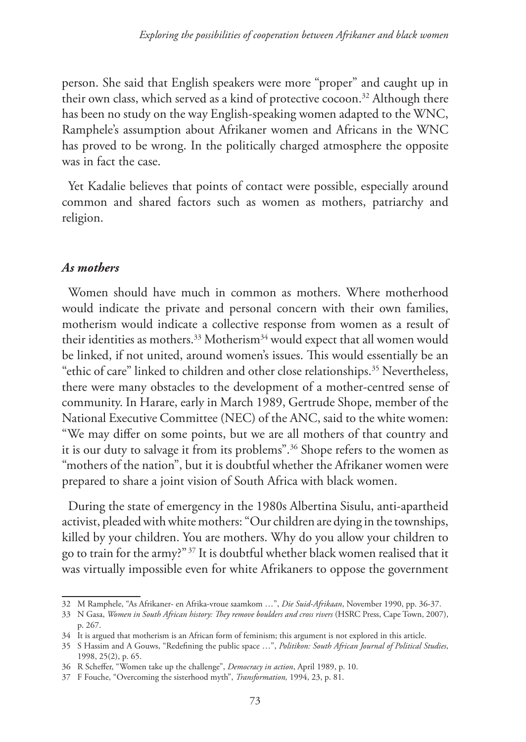person. She said that English speakers were more "proper" and caught up in their own class, which served as a kind of protective cocoon.[32] Although there has been no study on the way English-speaking women adapted to the WNC, Ramphele's assumption about Afrikaner women and Africans in the WNC has proved to be wrong. In the politically charged atmosphere the opposite was in fact the case.

Yet Kadalie believes that points of contact were possible, especially around common and shared factors such as women as mothers, patriarchy and religion.

### *As mothers*

Women should have much in common as mothers. Where motherhood would indicate the private and personal concern with their own families, motherism would indicate a collective response from women as a result of their identities as mothers.[33] Motherism[34] would expect that all women would be linked, if not united, around women's issues. This would essentially be an "ethic of care" linked to children and other close relationships.[35] Nevertheless, there were many obstacles to the development of a mother-centred sense of community. In Harare, early in March 1989, Gertrude Shope, member of the National Executive Committee (NEC) of the ANC, said to the white women: "We may differ on some points, but we are all mothers of that country and it is our duty to salvage it from its problems".[36] Shope refers to the women as "mothers of the nation", but it is doubtful whether the Afrikaner women were prepared to share a joint vision of South Africa with black women.

During the state of emergency in the 1980s Albertina Sisulu, anti-apartheid activist, pleaded with white mothers: "Our children are dying in the townships, killed by your children. You are mothers. Why do you allow your children to go to train for the army?"[37] It is doubtful whether black women realised that it was virtually impossible even for white Afrikaners to oppose the government

---

32 M Ramphele, "As Afrikaner- en Afrika-vroue saamkom …", *Die Suid-Afrikaan*, November 1990, pp. 36-37.

33 N Gasa, *Women in South African history: They remove boulders and cross rivers* (HSRC Press, Cape Town, 2007), p. 267.

34 It is argued that motherism is an African form of feminism; this argument is not explored in this article.

35 S Hassim and A Gouws, "Redefining the public space …", *Politikon: South African Journal of Political Studies*, 1998, 25(2), p. 65.

36 R Scheffer, "Women take up the challenge", *Democracy in action*, April 1989, p. 10.

37 F Fouche, "Overcoming the sisterhood myth", *Transformation,* 1994, 23, p. 81.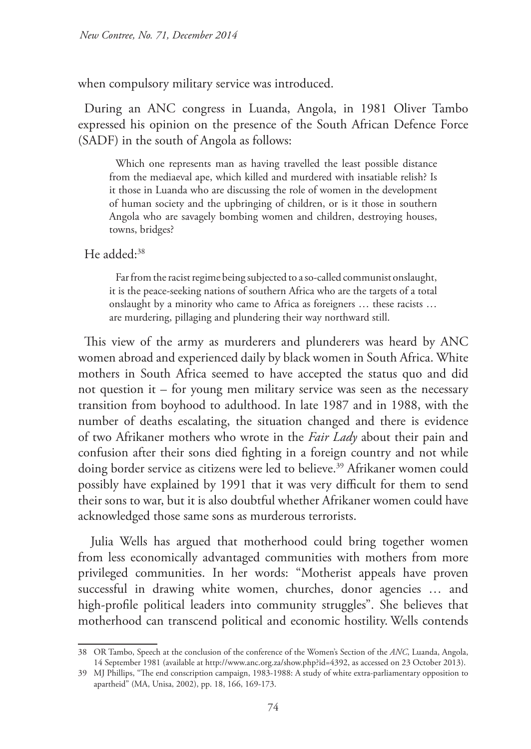when compulsory military service was introduced.

During an ANC congress in Luanda, Angola, in 1981 Oliver Tambo expressed his opinion on the presence of the South African Defence Force (SADF) in the south of Angola as follows:

> Which one represents man as having travelled the least possible distance from the mediaeval ape, which killed and murdered with insatiable relish? Is it those in Luanda who are discussing the role of women in the development of human society and the upbringing of children, or is it those in southern Angola who are savagely bombing women and children, destroying houses, towns, bridges?

He added:[38]

> Far from the racist regime being subjected to a so-called communist onslaught, it is the peace-seeking nations of southern Africa who are the targets of a total onslaught by a minority who came to Africa as foreigners … these racists … are murdering, pillaging and plundering their way northward still.

This view of the army as murderers and plunderers was heard by ANC women abroad and experienced daily by black women in South Africa. White mothers in South Africa seemed to have accepted the status quo and did not question it – for young men military service was seen as the necessary transition from boyhood to adulthood. In late 1987 and in 1988, with the number of deaths escalating, the situation changed and there is evidence of two Afrikaner mothers who wrote in the *Fair Lady* about their pain and confusion after their sons died fighting in a foreign country and not while doing border service as citizens were led to believe.[39] Afrikaner women could possibly have explained by 1991 that it was very difficult for them to send their sons to war, but it is also doubtful whether Afrikaner women could have acknowledged those same sons as murderous terrorists.

Julia Wells has argued that motherhood could bring together women from less economically advantaged communities with mothers from more privileged communities. In her words: "Motherist appeals have proven successful in drawing white women, churches, donor agencies … and high-profile political leaders into community struggles". She believes that motherhood can transcend political and economic hostility. Wells contends

---

38 OR Tambo, Speech at the conclusion of the conference of the Women's Section of the *ANC*, Luanda, Angola, 14 September 1981 (available at http://www.anc.org.za/show.php?id=4392, as accessed on 23 October 2013).

39 MJ Phillips, "The end conscription campaign, 1983-1988: A study of white extra-parliamentary opposition to apartheid" (MA, Unisa, 2002), pp. 18, 166, 169-173.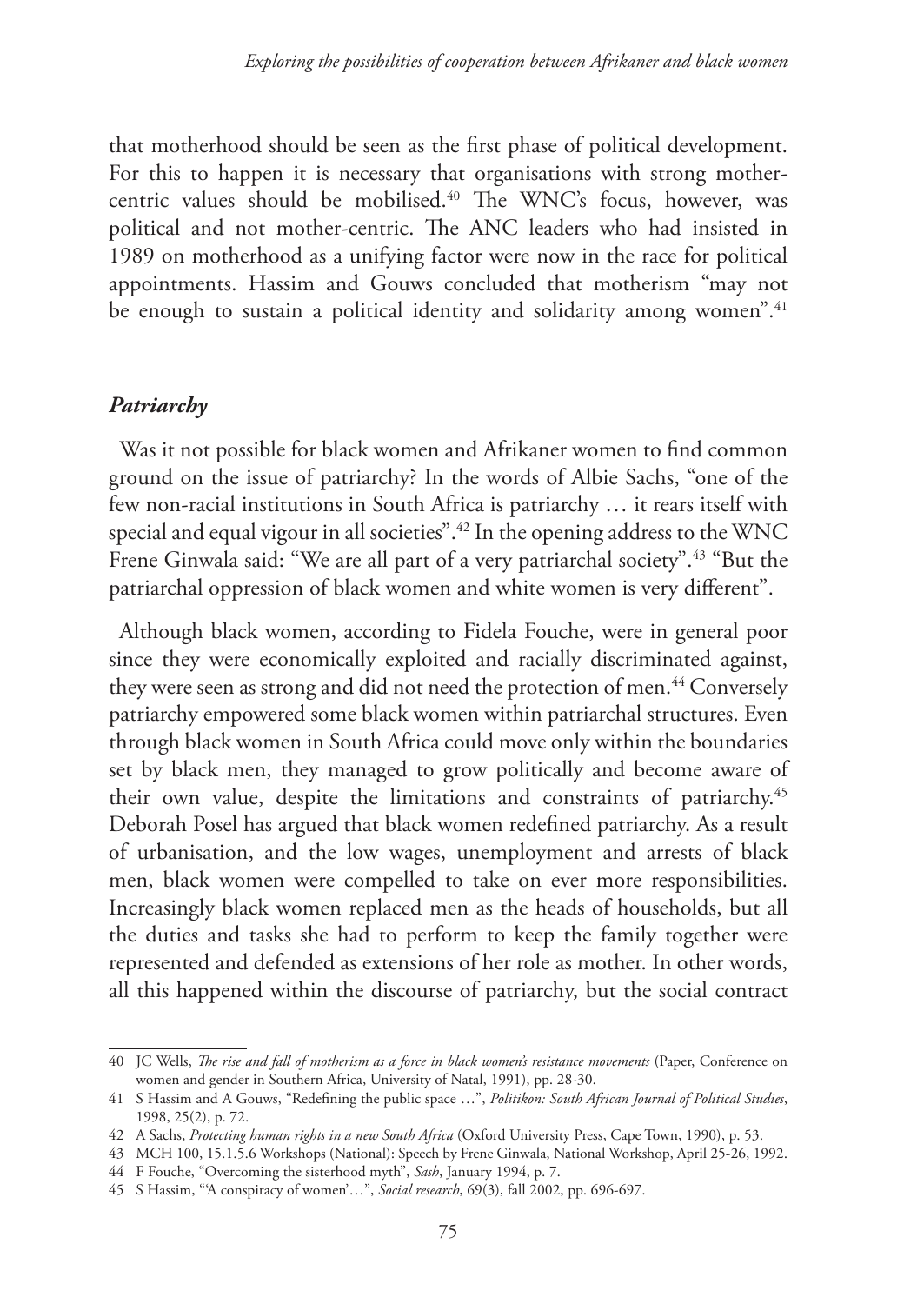that motherhood should be seen as the first phase of political development. For this to happen it is necessary that organisations with strong mother-centric values should be mobilised.[40] The WNC's focus, however, was political and not mother-centric. The ANC leaders who had insisted in 1989 on motherhood as a unifying factor were now in the race for political appointments. Hassim and Gouws concluded that motherism "may not be enough to sustain a political identity and solidarity among women".[41]

### *Patriarchy*

Was it not possible for black women and Afrikaner women to find common ground on the issue of patriarchy? In the words of Albie Sachs, "one of the few non-racial institutions in South Africa is patriarchy … it rears itself with special and equal vigour in all societies".[42] In the opening address to the WNC Frene Ginwala said: "We are all part of a very patriarchal society".[43] "But the patriarchal oppression of black women and white women is very different".

Although black women, according to Fidela Fouche, were in general poor since they were economically exploited and racially discriminated against, they were seen as strong and did not need the protection of men.[44] Conversely patriarchy empowered some black women within patriarchal structures. Even through black women in South Africa could move only within the boundaries set by black men, they managed to grow politically and become aware of their own value, despite the limitations and constraints of patriarchy.[45] Deborah Posel has argued that black women redefined patriarchy. As a result of urbanisation, and the low wages, unemployment and arrests of black men, black women were compelled to take on ever more responsibilities. Increasingly black women replaced men as the heads of households, but all the duties and tasks she had to perform to keep the family together were represented and defended as extensions of her role as mother. In other words, all this happened within the discourse of patriarchy, but the social contract

---

40 JC Wells, *The rise and fall of motherism as a force in black women's resistance movements* (Paper, Conference on women and gender in Southern Africa, University of Natal, 1991), pp. 28-30.

41 S Hassim and A Gouws, "Redefining the public space …", *Politikon: South African Journal of Political Studies*, 1998, 25(2), p. 72.

42 A Sachs, *Protecting human rights in a new South Africa* (Oxford University Press, Cape Town, 1990), p. 53.

43 MCH 100, 15.1.5.6 Workshops (National): Speech by Frene Ginwala, National Workshop, April 25-26, 1992.

44 F Fouche, "Overcoming the sisterhood myth", *Sash*, January 1994, p. 7.

45 S Hassim, "'A conspiracy of women'…", *Social research*, 69(3), fall 2002, pp. 696-697.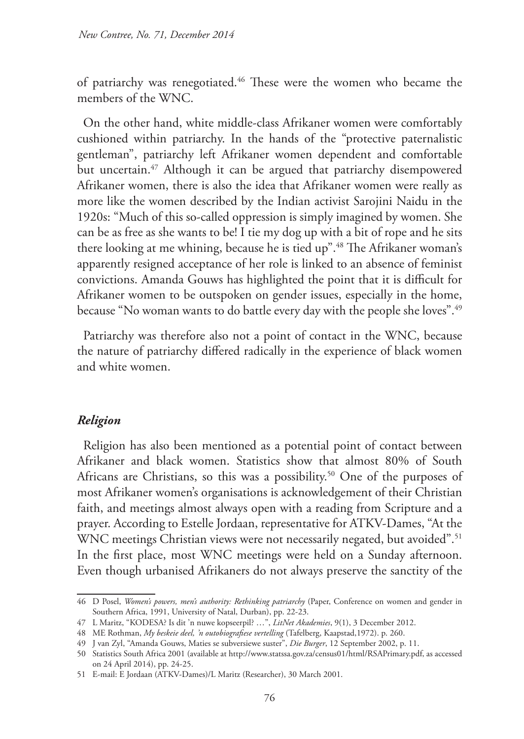of patriarchy was renegotiated.[46] These were the women who became the members of the WNC.

On the other hand, white middle-class Afrikaner women were comfortably cushioned within patriarchy. In the hands of the "protective paternalistic gentleman", patriarchy left Afrikaner women dependent and comfortable but uncertain.[47] Although it can be argued that patriarchy disempowered Afrikaner women, there is also the idea that Afrikaner women were really as more like the women described by the Indian activist Sarojini Naidu in the 1920s: "Much of this so-called oppression is simply imagined by women. She can be as free as she wants to be! I tie my dog up with a bit of rope and he sits there looking at me whining, because he is tied up".[48] The Afrikaner woman's apparently resigned acceptance of her role is linked to an absence of feminist convictions. Amanda Gouws has highlighted the point that it is difficult for Afrikaner women to be outspoken on gender issues, especially in the home, because "No woman wants to do battle every day with the people she loves".[49]

Patriarchy was therefore also not a point of contact in the WNC, because the nature of patriarchy differed radically in the experience of black women and white women.

### *Religion*

Religion has also been mentioned as a potential point of contact between Afrikaner and black women. Statistics show that almost 80% of South Africans are Christians, so this was a possibility.[50] One of the purposes of most Afrikaner women's organisations is acknowledgement of their Christian faith, and meetings almost always open with a reading from Scripture and a prayer. According to Estelle Jordaan, representative for ATKV-Dames, "At the WNC meetings Christian views were not necessarily negated, but avoided".[51] In the first place, most WNC meetings were held on a Sunday afternoon. Even though urbanised Afrikaners do not always preserve the sanctity of the

---

46 D Posel, *Women's powers, men's authority: Rethinking patriarchy* (Paper, Conference on women and gender in Southern Africa, 1991, University of Natal, Durban), pp. 22-23.

47 L Maritz, "KODESA? Is dit 'n nuwe kopseerpil? …", *LitNet Akademies*, 9(1), 3 December 2012.

48 ME Rothman, *My beskeie deel, 'n outobiografiese vertelling* (Tafelberg, Kaapstad,1972). p. 260.

49 J van Zyl, "Amanda Gouws, Maties se subversiewe suster", *Die Burger*, 12 September 2002, p. 11.

50 Statistics South Africa 2001 (available at http://www.statssa.gov.za/census01/html/RSAPrimary.pdf, as accessed on 24 April 2014), pp. 24-25.

51 E-mail: E Jordaan (ATKV-Dames)/L Maritz (Researcher), 30 March 2001.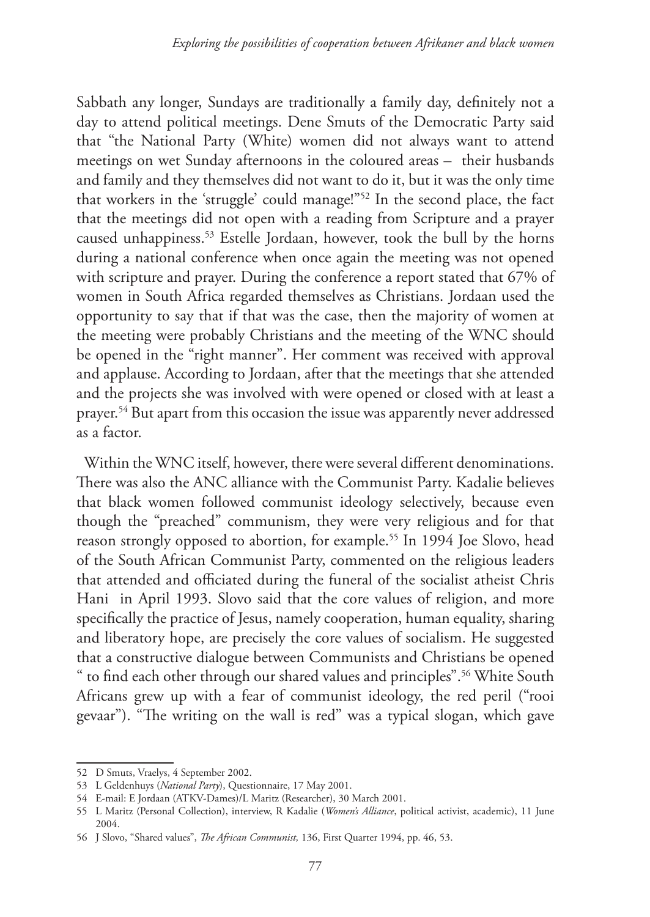Sabbath any longer, Sundays are traditionally a family day, definitely not a day to attend political meetings. Dene Smuts of the Democratic Party said that "the National Party (White) women did not always want to attend meetings on wet Sunday afternoons in the coloured areas – their husbands and family and they themselves did not want to do it, but it was the only time that workers in the 'struggle' could manage!"[52] In the second place, the fact that the meetings did not open with a reading from Scripture and a prayer caused unhappiness.[53] Estelle Jordaan, however, took the bull by the horns during a national conference when once again the meeting was not opened with scripture and prayer. During the conference a report stated that 67% of women in South Africa regarded themselves as Christians. Jordaan used the opportunity to say that if that was the case, then the majority of women at the meeting were probably Christians and the meeting of the WNC should be opened in the "right manner". Her comment was received with approval and applause. According to Jordaan, after that the meetings that she attended and the projects she was involved with were opened or closed with at least a prayer.[54] But apart from this occasion the issue was apparently never addressed as a factor.

Within the WNC itself, however, there were several different denominations. There was also the ANC alliance with the Communist Party. Kadalie believes that black women followed communist ideology selectively, because even though the "preached" communism, they were very religious and for that reason strongly opposed to abortion, for example.[55] In 1994 Joe Slovo, head of the South African Communist Party, commented on the religious leaders that attended and officiated during the funeral of the socialist atheist Chris Hani in April 1993. Slovo said that the core values of religion, and more specifically the practice of Jesus, namely cooperation, human equality, sharing and liberatory hope, are precisely the core values of socialism. He suggested that a constructive dialogue between Communists and Christians be opened " to find each other through our shared values and principles".[56] White South Africans grew up with a fear of communist ideology, the red peril ("rooi gevaar"). "The writing on the wall is red" was a typical slogan, which gave

---

52 D Smuts, Vraelys, 4 September 2002.

53 L Geldenhuys (*National Party*), Questionnaire, 17 May 2001.

54 E-mail: E Jordaan (ATKV-Dames)/L Maritz (Researcher), 30 March 2001.

55 L Maritz (Personal Collection), interview, R Kadalie (*Women's Alliance*, political activist, academic), 11 June 2004.

56 J Slovo, "Shared values", *The African Communist,* 136, First Quarter 1994, pp. 46, 53.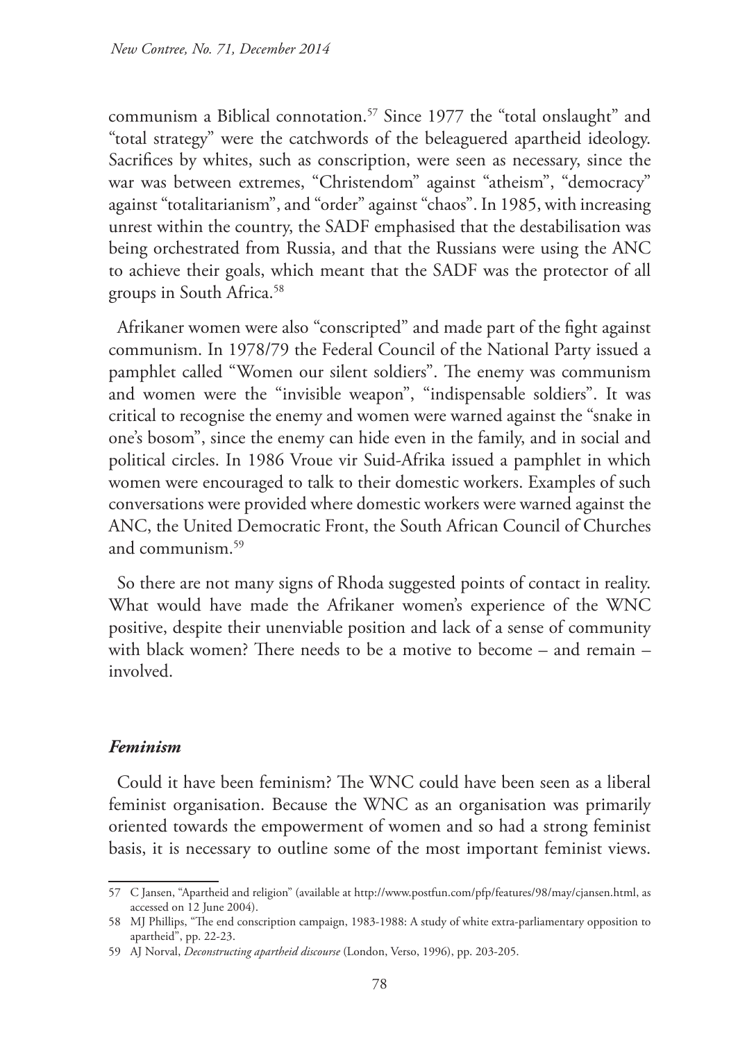communism a Biblical connotation.[57] Since 1977 the "total onslaught" and "total strategy" were the catchwords of the beleaguered apartheid ideology. Sacrifices by whites, such as conscription, were seen as necessary, since the war was between extremes, "Christendom" against "atheism", "democracy" against "totalitarianism", and "order" against "chaos". In 1985, with increasing unrest within the country, the SADF emphasised that the destabilisation was being orchestrated from Russia, and that the Russians were using the ANC to achieve their goals, which meant that the SADF was the protector of all groups in South Africa.[58]

Afrikaner women were also "conscripted" and made part of the fight against communism. In 1978/79 the Federal Council of the National Party issued a pamphlet called "Women our silent soldiers". The enemy was communism and women were the "invisible weapon", "indispensable soldiers". It was critical to recognise the enemy and women were warned against the "snake in one's bosom", since the enemy can hide even in the family, and in social and political circles. In 1986 Vroue vir Suid-Afrika issued a pamphlet in which women were encouraged to talk to their domestic workers. Examples of such conversations were provided where domestic workers were warned against the ANC, the United Democratic Front, the South African Council of Churches and communism.[59]

So there are not many signs of Rhoda suggested points of contact in reality. What would have made the Afrikaner women's experience of the WNC positive, despite their unenviable position and lack of a sense of community with black women? There needs to be a motive to become – and remain – involved.

### *Feminism*

Could it have been feminism? The WNC could have been seen as a liberal feminist organisation. Because the WNC as an organisation was primarily oriented towards the empowerment of women and so had a strong feminist basis, it is necessary to outline some of the most important feminist views.

---

57 C Jansen, "Apartheid and religion" (available at http://www.postfun.com/pfp/features/98/may/cjansen.html, as accessed on 12 June 2004).

58 MJ Phillips, "The end conscription campaign, 1983-1988: A study of white extra-parliamentary opposition to apartheid", pp. 22-23.

59 AJ Norval, *Deconstructing apartheid discourse* (London, Verso, 1996), pp. 203-205.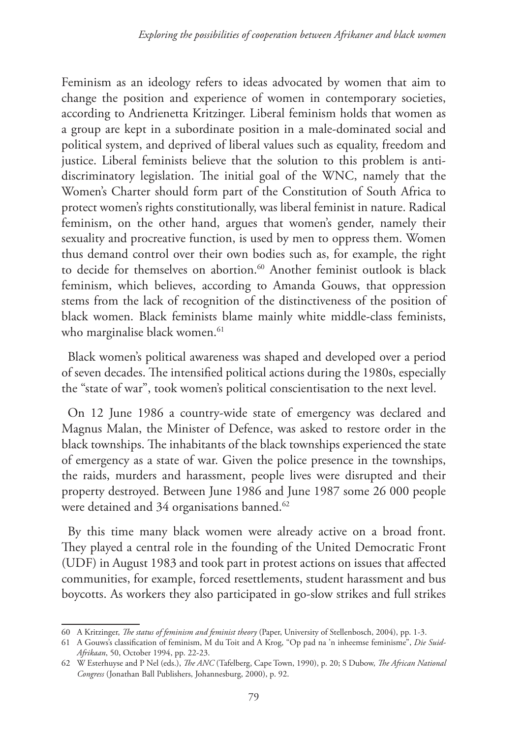Feminism as an ideology refers to ideas advocated by women that aim to change the position and experience of women in contemporary societies, according to Andrienetta Kritzinger. Liberal feminism holds that women as a group are kept in a subordinate position in a male-dominated social and political system, and deprived of liberal values such as equality, freedom and justice. Liberal feminists believe that the solution to this problem is anti-discriminatory legislation. The initial goal of the WNC, namely that the Women's Charter should form part of the Constitution of South Africa to protect women's rights constitutionally, was liberal feminist in nature. Radical feminism, on the other hand, argues that women's gender, namely their sexuality and procreative function, is used by men to oppress them. Women thus demand control over their own bodies such as, for example, the right to decide for themselves on abortion.[60] Another feminist outlook is black feminism, which believes, according to Amanda Gouws, that oppression stems from the lack of recognition of the distinctiveness of the position of black women. Black feminists blame mainly white middle-class feminists, who marginalise black women.[61]

Black women's political awareness was shaped and developed over a period of seven decades. The intensified political actions during the 1980s, especially the "state of war", took women's political conscientisation to the next level.

On 12 June 1986 a country-wide state of emergency was declared and Magnus Malan, the Minister of Defence, was asked to restore order in the black townships. The inhabitants of the black townships experienced the state of emergency as a state of war. Given the police presence in the townships, the raids, murders and harassment, people lives were disrupted and their property destroyed. Between June 1986 and June 1987 some 26 000 people were detained and 34 organisations banned.[62]

By this time many black women were already active on a broad front. They played a central role in the founding of the United Democratic Front (UDF) in August 1983 and took part in protest actions on issues that affected communities, for example, forced resettlements, student harassment and bus boycotts. As workers they also participated in go-slow strikes and full strikes

---

60 A Kritzinger, *The status of feminism and feminist theory* (Paper, University of Stellenbosch, 2004), pp. 1-3.

61 A Gouws's classification of feminism, M du Toit and A Krog, "Op pad na 'n inheemse feminisme", *Die Suid-Afrikaan*, 50, October 1994, pp. 22-23.

62 W Esterhuyse and P Nel (eds.), *The ANC* (Tafelberg, Cape Town, 1990), p. 20; S Dubow, *The African National Congress* (Jonathan Ball Publishers, Johannesburg, 2000), p. 92.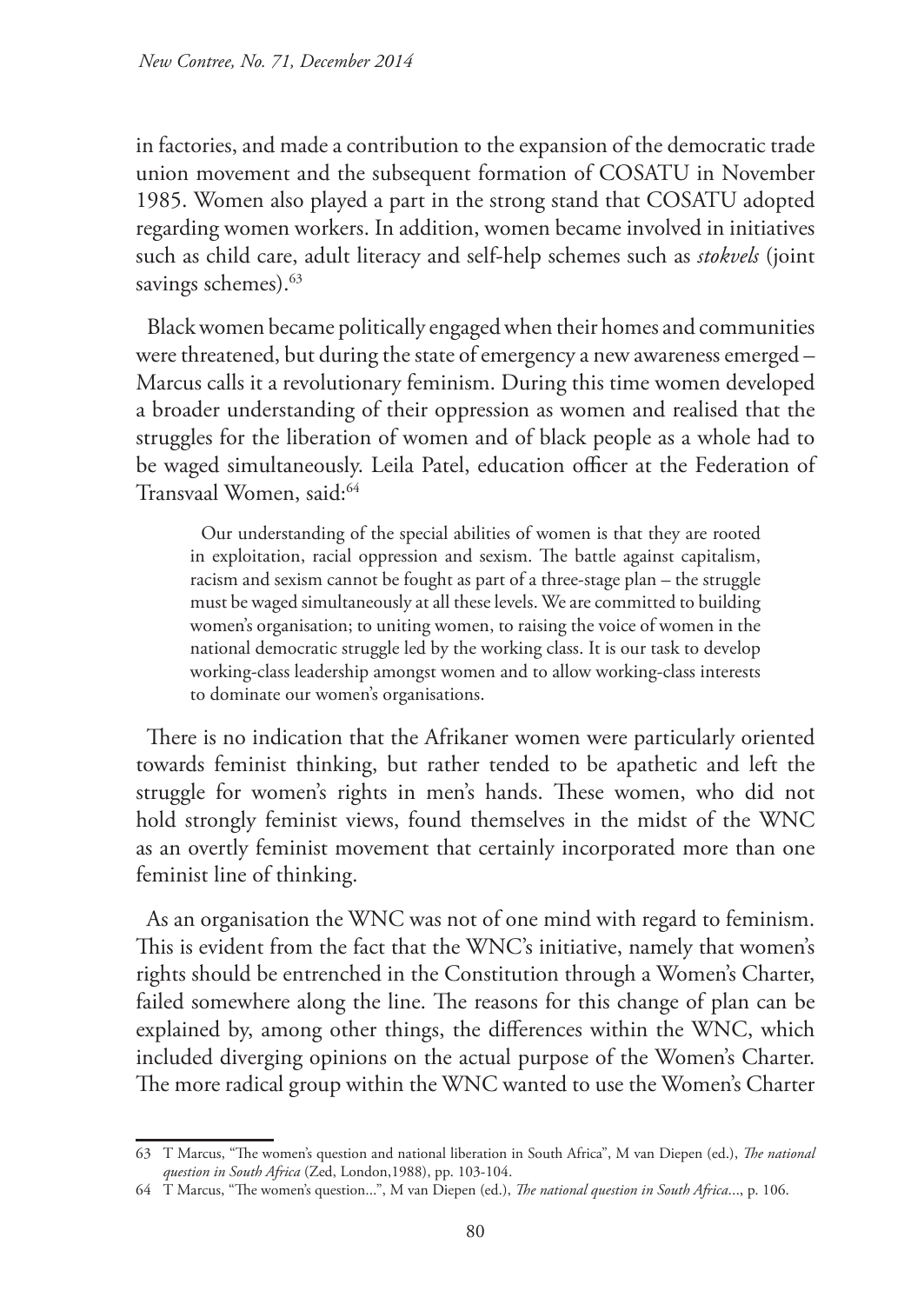in factories, and made a contribution to the expansion of the democratic trade union movement and the subsequent formation of COSATU in November 1985. Women also played a part in the strong stand that COSATU adopted regarding women workers. In addition, women became involved in initiatives such as child care, adult literacy and self-help schemes such as *stokvels* (joint savings schemes).[63]

Black women became politically engaged when their homes and communities were threatened, but during the state of emergency a new awareness emerged – Marcus calls it a revolutionary feminism. During this time women developed a broader understanding of their oppression as women and realised that the struggles for the liberation of women and of black people as a whole had to be waged simultaneously. Leila Patel, education officer at the Federation of Transvaal Women, said:[64]

> Our understanding of the special abilities of women is that they are rooted in exploitation, racial oppression and sexism. The battle against capitalism, racism and sexism cannot be fought as part of a three-stage plan – the struggle must be waged simultaneously at all these levels. We are committed to building women's organisation; to uniting women, to raising the voice of women in the national democratic struggle led by the working class. It is our task to develop working-class leadership amongst women and to allow working-class interests to dominate our women's organisations.

There is no indication that the Afrikaner women were particularly oriented towards feminist thinking, but rather tended to be apathetic and left the struggle for women's rights in men's hands. These women, who did not hold strongly feminist views, found themselves in the midst of the WNC as an overtly feminist movement that certainly incorporated more than one feminist line of thinking.

As an organisation the WNC was not of one mind with regard to feminism. This is evident from the fact that the WNC's initiative, namely that women's rights should be entrenched in the Constitution through a Women's Charter, failed somewhere along the line. The reasons for this change of plan can be explained by, among other things, the differences within the WNC, which included diverging opinions on the actual purpose of the Women's Charter. The more radical group within the WNC wanted to use the Women's Charter

---

63 T Marcus, "The women's question and national liberation in South Africa", M van Diepen (ed.), *The national question in South Africa* (Zed, London,1988), pp. 103-104.

64 T Marcus, "The women's question...", M van Diepen (ed.), *The national question in South Africa*..., p. 106.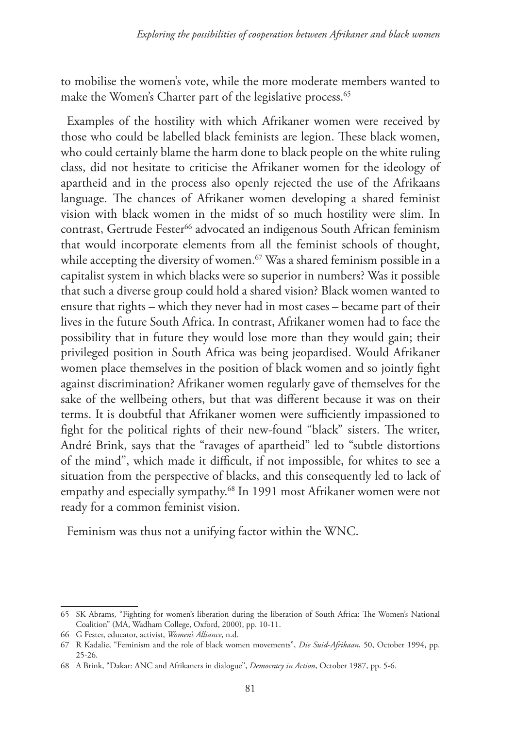to mobilise the women's vote, while the more moderate members wanted to make the Women's Charter part of the legislative process.[65]

Examples of the hostility with which Afrikaner women were received by those who could be labelled black feminists are legion. These black women, who could certainly blame the harm done to black people on the white ruling class, did not hesitate to criticise the Afrikaner women for the ideology of apartheid and in the process also openly rejected the use of the Afrikaans language. The chances of Afrikaner women developing a shared feminist vision with black women in the midst of so much hostility were slim. In contrast, Gertrude Fester[66] advocated an indigenous South African feminism that would incorporate elements from all the feminist schools of thought, while accepting the diversity of women.[67] Was a shared feminism possible in a capitalist system in which blacks were so superior in numbers? Was it possible that such a diverse group could hold a shared vision? Black women wanted to ensure that rights – which they never had in most cases – became part of their lives in the future South Africa. In contrast, Afrikaner women had to face the possibility that in future they would lose more than they would gain; their privileged position in South Africa was being jeopardised. Would Afrikaner women place themselves in the position of black women and so jointly fight against discrimination? Afrikaner women regularly gave of themselves for the sake of the wellbeing others, but that was different because it was on their terms. It is doubtful that Afrikaner women were sufficiently impassioned to fight for the political rights of their new-found "black" sisters. The writer, André Brink, says that the "ravages of apartheid" led to "subtle distortions of the mind", which made it difficult, if not impossible, for whites to see a situation from the perspective of blacks, and this consequently led to lack of empathy and especially sympathy.[68] In 1991 most Afrikaner women were not ready for a common feminist vision.

Feminism was thus not a unifying factor within the WNC.

---

65 SK Abrams, "Fighting for women's liberation during the liberation of South Africa: The Women's National Coalition" (MA, Wadham College, Oxford, 2000), pp. 10-11.

66 G Fester, educator, activist, *Women's Alliance*, n.d.

67 R Kadalie, "Feminism and the role of black women movements", *Die Suid-Afrikaan*, 50, October 1994, pp. 25-26.

68 A Brink, "Dakar: ANC and Afrikaners in dialogue", *Democracy in Action*, October 1987, pp. 5-6.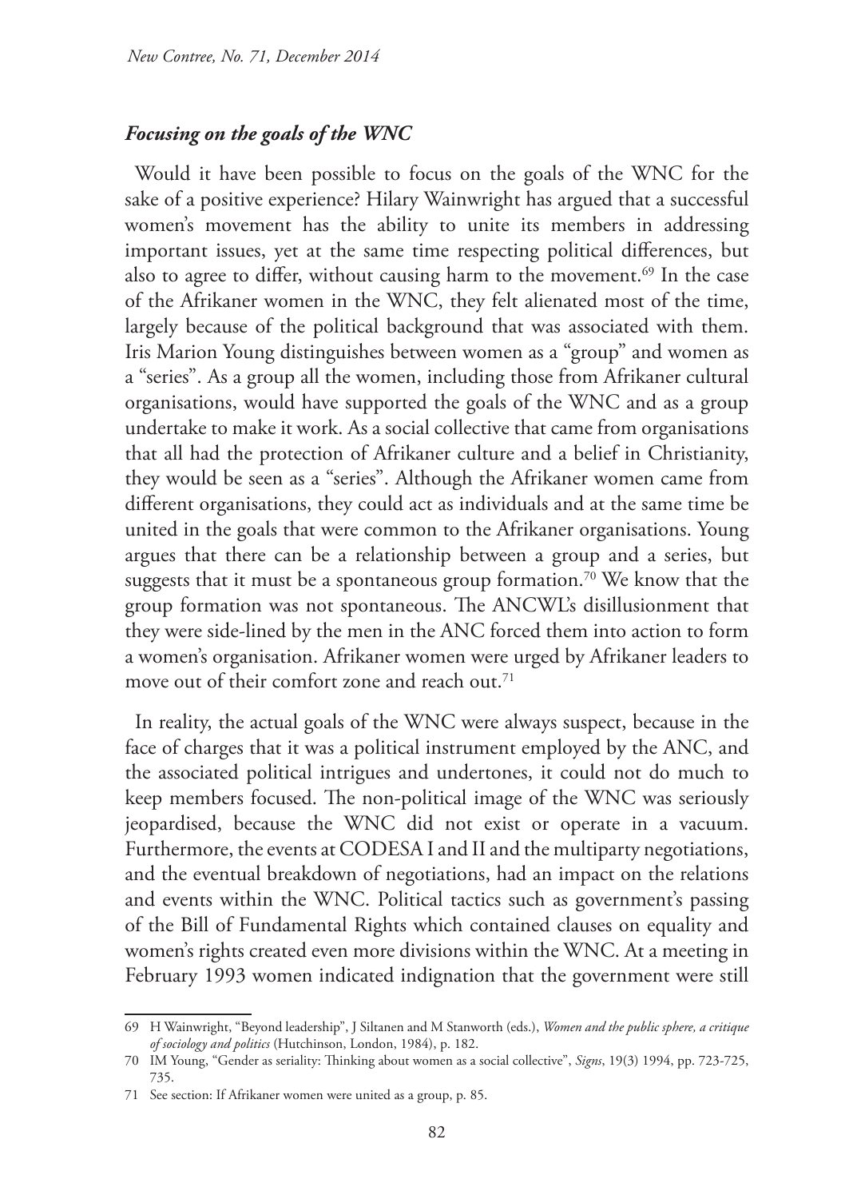### *Focusing on the goals of the WNC*

Would it have been possible to focus on the goals of the WNC for the sake of a positive experience? Hilary Wainwright has argued that a successful women's movement has the ability to unite its members in addressing important issues, yet at the same time respecting political differences, but also to agree to differ, without causing harm to the movement.[69] In the case of the Afrikaner women in the WNC, they felt alienated most of the time, largely because of the political background that was associated with them. Iris Marion Young distinguishes between women as a "group" and women as a "series". As a group all the women, including those from Afrikaner cultural organisations, would have supported the goals of the WNC and as a group undertake to make it work. As a social collective that came from organisations that all had the protection of Afrikaner culture and a belief in Christianity, they would be seen as a "series". Although the Afrikaner women came from different organisations, they could act as individuals and at the same time be united in the goals that were common to the Afrikaner organisations. Young argues that there can be a relationship between a group and a series, but suggests that it must be a spontaneous group formation.[70] We know that the group formation was not spontaneous. The ANCWL's disillusionment that they were side-lined by the men in the ANC forced them into action to form a women's organisation. Afrikaner women were urged by Afrikaner leaders to move out of their comfort zone and reach out.[71]

In reality, the actual goals of the WNC were always suspect, because in the face of charges that it was a political instrument employed by the ANC, and the associated political intrigues and undertones, it could not do much to keep members focused. The non-political image of the WNC was seriously jeopardised, because the WNC did not exist or operate in a vacuum. Furthermore, the events at CODESA I and II and the multiparty negotiations, and the eventual breakdown of negotiations, had an impact on the relations and events within the WNC. Political tactics such as government's passing of the Bill of Fundamental Rights which contained clauses on equality and women's rights created even more divisions within the WNC. At a meeting in February 1993 women indicated indignation that the government were still

---

69 H Wainwright, "Beyond leadership", J Siltanen and M Stanworth (eds.), *Women and the public sphere, a critique of sociology and politics* (Hutchinson, London, 1984), p. 182.

70 IM Young, "Gender as seriality: Thinking about women as a social collective", *Signs*, 19(3) 1994, pp. 723-725, 735.

71 See section: If Afrikaner women were united as a group, p. 85.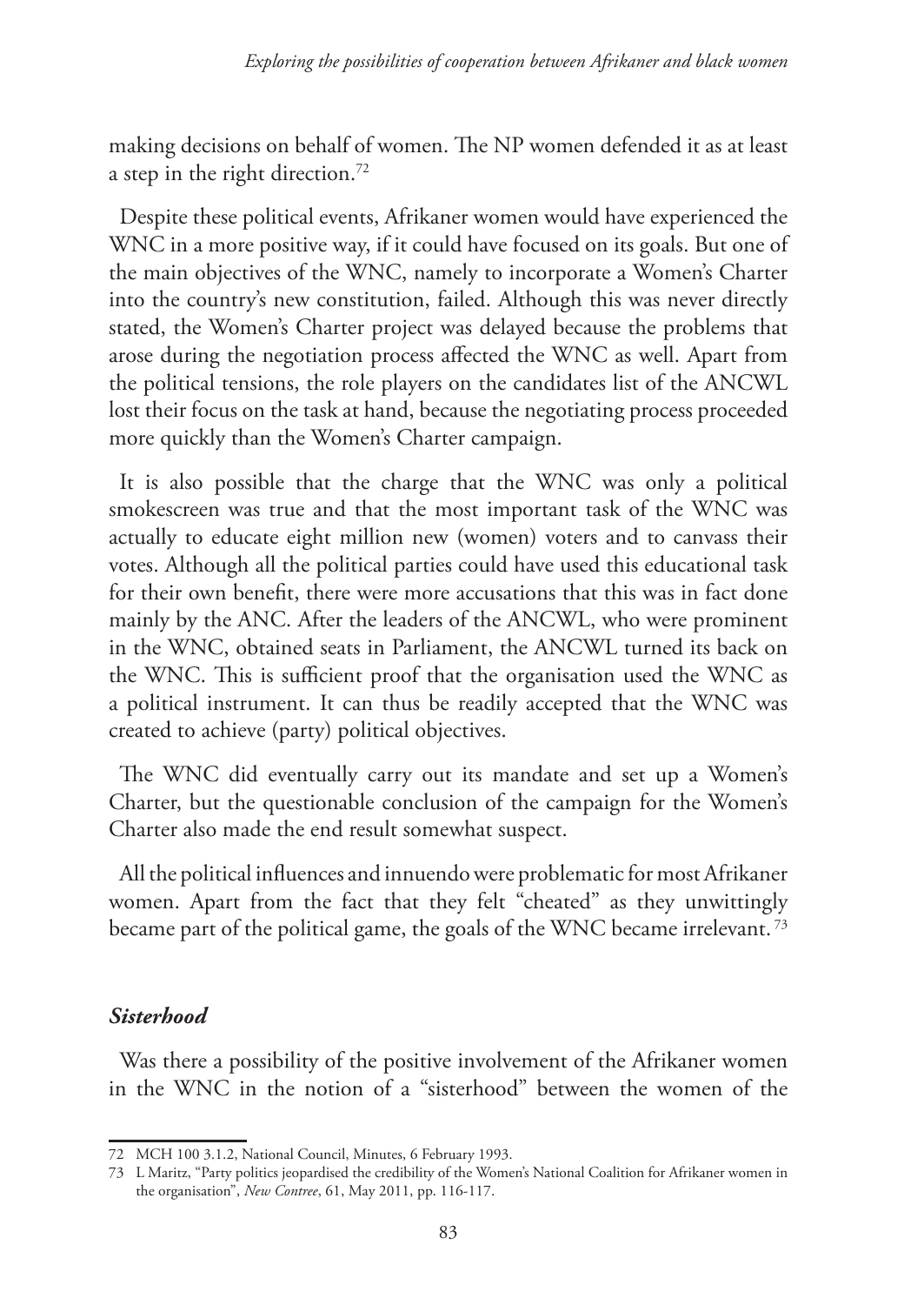making decisions on behalf of women. The NP women defended it as at least a step in the right direction.[72]

Despite these political events, Afrikaner women would have experienced the WNC in a more positive way, if it could have focused on its goals. But one of the main objectives of the WNC, namely to incorporate a Women's Charter into the country's new constitution, failed. Although this was never directly stated, the Women's Charter project was delayed because the problems that arose during the negotiation process affected the WNC as well. Apart from the political tensions, the role players on the candidates list of the ANCWL lost their focus on the task at hand, because the negotiating process proceeded more quickly than the Women's Charter campaign.

It is also possible that the charge that the WNC was only a political smokescreen was true and that the most important task of the WNC was actually to educate eight million new (women) voters and to canvass their votes. Although all the political parties could have used this educational task for their own benefit, there were more accusations that this was in fact done mainly by the ANC. After the leaders of the ANCWL, who were prominent in the WNC, obtained seats in Parliament, the ANCWL turned its back on the WNC. This is sufficient proof that the organisation used the WNC as a political instrument. It can thus be readily accepted that the WNC was created to achieve (party) political objectives.

The WNC did eventually carry out its mandate and set up a Women's Charter, but the questionable conclusion of the campaign for the Women's Charter also made the end result somewhat suspect.

All the political influences and innuendo were problematic for most Afrikaner women. Apart from the fact that they felt "cheated" as they unwittingly became part of the political game, the goals of the WNC became irrelevant.[73]

### *Sisterhood*

Was there a possibility of the positive involvement of the Afrikaner women in the WNC in the notion of a "sisterhood" between the women of the

---

72 MCH 100 3.1.2, National Council, Minutes, 6 February 1993.

73 L Maritz, "Party politics jeopardised the credibility of the Women's National Coalition for Afrikaner women in the organisation", *New Contree*, 61, May 2011, pp. 116-117.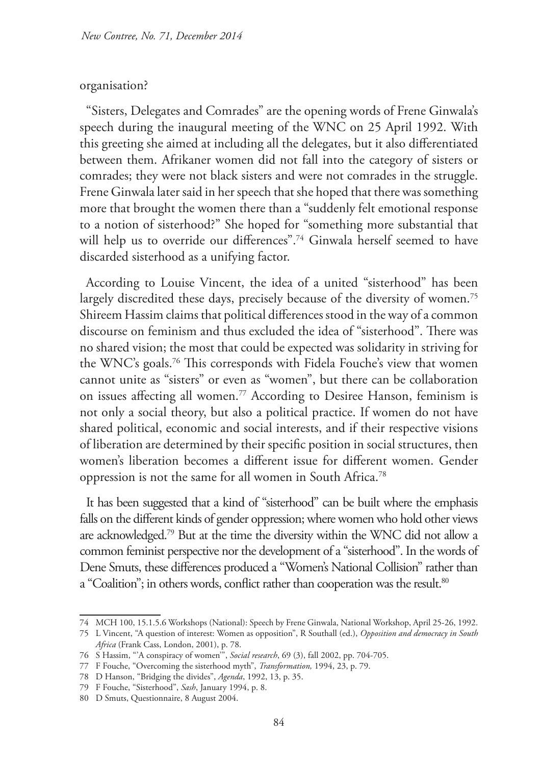organisation?

"Sisters, Delegates and Comrades" are the opening words of Frene Ginwala's speech during the inaugural meeting of the WNC on 25 April 1992. With this greeting she aimed at including all the delegates, but it also differentiated between them. Afrikaner women did not fall into the category of sisters or comrades; they were not black sisters and were not comrades in the struggle. Frene Ginwala later said in her speech that she hoped that there was something more that brought the women there than a "suddenly felt emotional response to a notion of sisterhood?" She hoped for "something more substantial that will help us to override our differences".[74] Ginwala herself seemed to have discarded sisterhood as a unifying factor.

According to Louise Vincent, the idea of a united "sisterhood" has been largely discredited these days, precisely because of the diversity of women.[75] Shireem Hassim claims that political differences stood in the way of a common discourse on feminism and thus excluded the idea of "sisterhood". There was no shared vision; the most that could be expected was solidarity in striving for the WNC's goals.[76] This corresponds with Fidela Fouche's view that women cannot unite as "sisters" or even as "women", but there can be collaboration on issues affecting all women.[77] According to Desiree Hanson, feminism is not only a social theory, but also a political practice. If women do not have shared political, economic and social interests, and if their respective visions of liberation are determined by their specific position in social structures, then women's liberation becomes a different issue for different women. Gender oppression is not the same for all women in South Africa.[78]

It has been suggested that a kind of "sisterhood" can be built where the emphasis falls on the different kinds of gender oppression; where women who hold other views are acknowledged.[79] But at the time the diversity within the WNC did not allow a common feminist perspective nor the development of a "sisterhood". In the words of Dene Smuts, these differences produced a "Women's National Collision" rather than a "Coalition"; in others words, conflict rather than cooperation was the result.[80]

---

74 MCH 100, 15.1.5.6 Workshops (National): Speech by Frene Ginwala, National Workshop, April 25-26, 1992.

75 L Vincent, "A question of interest: Women as opposition", R Southall (ed.), *Opposition and democracy in South Africa* (Frank Cass, London, 2001), p. 78.

76 S Hassim, "'A conspiracy of women'", *Social research*, 69 (3), fall 2002, pp. 704-705.

77 F Fouche, "Overcoming the sisterhood myth", *Transformation,* 1994, 23, p. 79.

78 D Hanson, "Bridging the divides", *Agenda*, 1992, 13, p. 35.

79 F Fouche, "Sisterhood", *Sash*, January 1994, p. 8.

80 D Smuts, Questionnaire, 8 August 2004.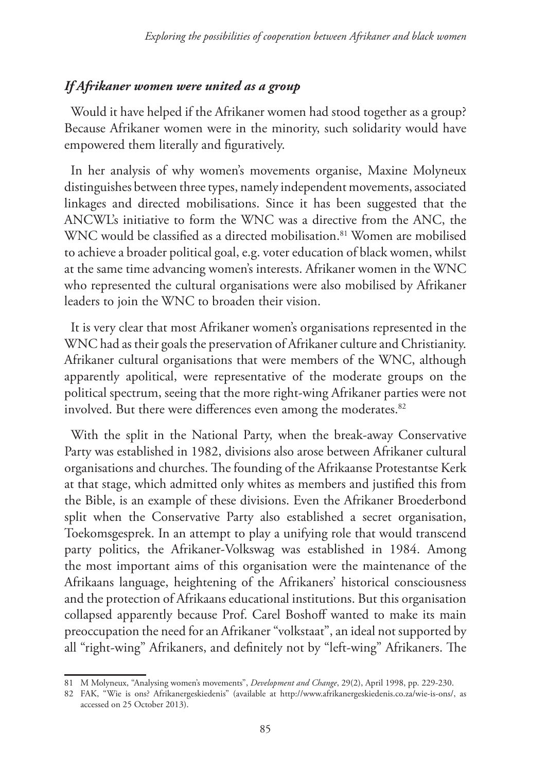### *If Afrikaner women were united as a group*

Would it have helped if the Afrikaner women had stood together as a group? Because Afrikaner women were in the minority, such solidarity would have empowered them literally and figuratively.

In her analysis of why women's movements organise, Maxine Molyneux distinguishes between three types, namely independent movements, associated linkages and directed mobilisations. Since it has been suggested that the ANCWL's initiative to form the WNC was a directive from the ANC, the WNC would be classified as a directed mobilisation.[81] Women are mobilised to achieve a broader political goal, e.g. voter education of black women, whilst at the same time advancing women's interests. Afrikaner women in the WNC who represented the cultural organisations were also mobilised by Afrikaner leaders to join the WNC to broaden their vision.

It is very clear that most Afrikaner women's organisations represented in the WNC had as their goals the preservation of Afrikaner culture and Christianity. Afrikaner cultural organisations that were members of the WNC, although apparently apolitical, were representative of the moderate groups on the political spectrum, seeing that the more right-wing Afrikaner parties were not involved. But there were differences even among the moderates.[82]

With the split in the National Party, when the break-away Conservative Party was established in 1982, divisions also arose between Afrikaner cultural organisations and churches. The founding of the Afrikaanse Protestantse Kerk at that stage, which admitted only whites as members and justified this from the Bible, is an example of these divisions. Even the Afrikaner Broederbond split when the Conservative Party also established a secret organisation, Toekomsgesprek. In an attempt to play a unifying role that would transcend party politics, the Afrikaner-Volkswag was established in 1984. Among the most important aims of this organisation were the maintenance of the Afrikaans language, heightening of the Afrikaners' historical consciousness and the protection of Afrikaans educational institutions. But this organisation collapsed apparently because Prof. Carel Boshoff wanted to make its main preoccupation the need for an Afrikaner "volkstaat", an ideal not supported by all "right-wing" Afrikaners, and definitely not by "left-wing" Afrikaners. The

---

81 M Molyneux, "Analysing women's movements", *Development and Change*, 29(2), April 1998, pp. 229-230.

82 FAK, "Wie is ons? Afrikanergeskiedenis" (available at http://www.afrikanergeskiedenis.co.za/wie-is-ons/, as accessed on 25 October 2013).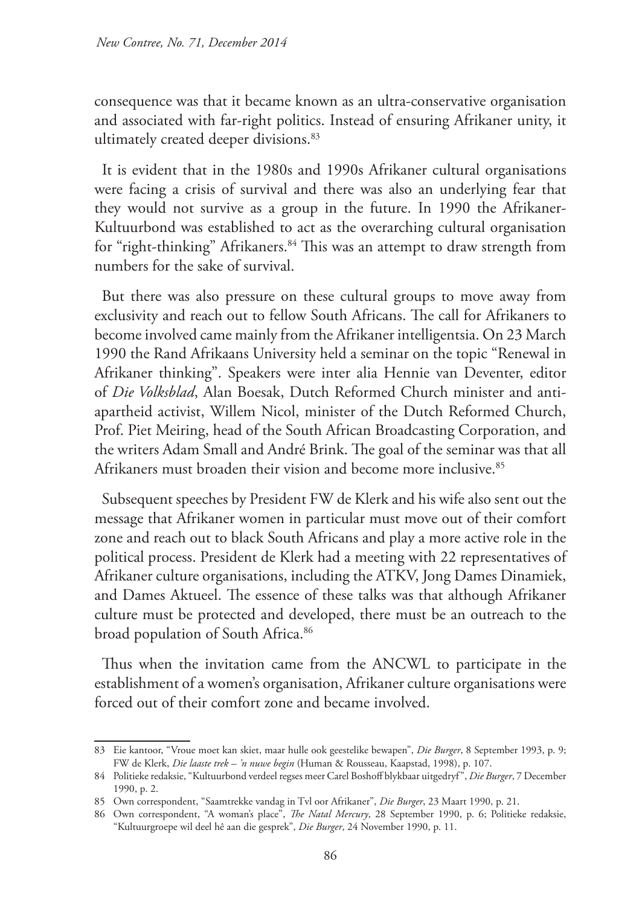consequence was that it became known as an ultra-conservative organisation and associated with far-right politics. Instead of ensuring Afrikaner unity, it ultimately created deeper divisions.[83]

It is evident that in the 1980s and 1990s Afrikaner cultural organisations were facing a crisis of survival and there was also an underlying fear that they would not survive as a group in the future. In 1990 the Afrikaner-Kultuurbond was established to act as the overarching cultural organisation for "right-thinking" Afrikaners.[84] This was an attempt to draw strength from numbers for the sake of survival.

But there was also pressure on these cultural groups to move away from exclusivity and reach out to fellow South Africans. The call for Afrikaners to become involved came mainly from the Afrikaner intelligentsia. On 23 March 1990 the Rand Afrikaans University held a seminar on the topic "Renewal in Afrikaner thinking". Speakers were inter alia Hennie van Deventer, editor of *Die Volksblad*, Alan Boesak, Dutch Reformed Church minister and anti-apartheid activist, Willem Nicol, minister of the Dutch Reformed Church, Prof. Piet Meiring, head of the South African Broadcasting Corporation, and the writers Adam Small and André Brink. The goal of the seminar was that all Afrikaners must broaden their vision and become more inclusive.[85]

Subsequent speeches by President FW de Klerk and his wife also sent out the message that Afrikaner women in particular must move out of their comfort zone and reach out to black South Africans and play a more active role in the political process. President de Klerk had a meeting with 22 representatives of Afrikaner culture organisations, including the ATKV, Jong Dames Dinamiek, and Dames Aktueel. The essence of these talks was that although Afrikaner culture must be protected and developed, there must be an outreach to the broad population of South Africa.[86]

Thus when the invitation came from the ANCWL to participate in the establishment of a women's organisation, Afrikaner culture organisations were forced out of their comfort zone and became involved.

---

83 Eie kantoor, "Vroue moet kan skiet, maar hulle ook geestelike bewapen", *Die Burger*, 8 September 1993, p. 9; FW de Klerk, *Die laaste trek – 'n nuwe begin* (Human & Rousseau, Kaapstad, 1998), p. 107.

84 Politieke redaksie, "Kultuurbond verdeel regses meer Carel Boshoff blykbaar uitgedryf", *Die Burger*, 7 December 1990, p. 2.

85 Own correspondent, "Saamtrekke vandag in Tvl oor Afrikaner", *Die Burger*, 23 Maart 1990, p. 21.

86 Own correspondent, "A woman's place", *The Natal Mercury*, 28 September 1990, p. 6; Politieke redaksie, "Kultuurgroepe wil deel hê aan die gesprek", *Die Burger*, 24 November 1990, p. 11.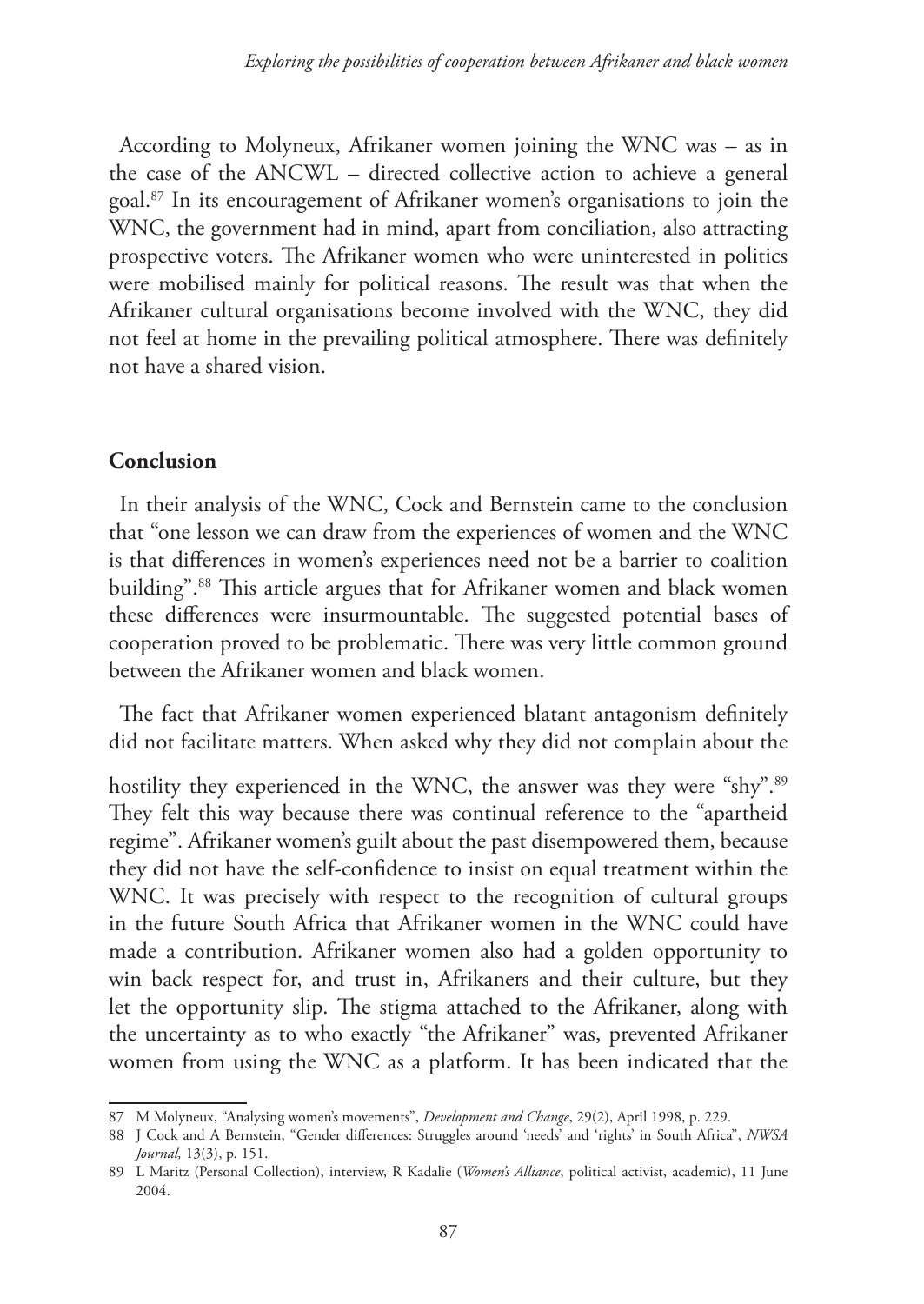According to Molyneux, Afrikaner women joining the WNC was – as in the case of the ANCWL – directed collective action to achieve a general goal.[87] In its encouragement of Afrikaner women's organisations to join the WNC, the government had in mind, apart from conciliation, also attracting prospective voters. The Afrikaner women who were uninterested in politics were mobilised mainly for political reasons. The result was that when the Afrikaner cultural organisations become involved with the WNC, they did not feel at home in the prevailing political atmosphere. There was definitely not have a shared vision.

## Conclusion

In their analysis of the WNC, Cock and Bernstein came to the conclusion that "one lesson we can draw from the experiences of women and the WNC is that differences in women's experiences need not be a barrier to coalition building".[88] This article argues that for Afrikaner women and black women these differences were insurmountable. The suggested potential bases of cooperation proved to be problematic. There was very little common ground between the Afrikaner women and black women.

The fact that Afrikaner women experienced blatant antagonism definitely did not facilitate matters. When asked why they did not complain about the hostility they experienced in the WNC, the answer was they were "shy".[89] They felt this way because there was continual reference to the "apartheid regime". Afrikaner women's guilt about the past disempowered them, because they did not have the self-confidence to insist on equal treatment within the WNC. It was precisely with respect to the recognition of cultural groups in the future South Africa that Afrikaner women in the WNC could have made a contribution. Afrikaner women also had a golden opportunity to win back respect for, and trust in, Afrikaners and their culture, but they let the opportunity slip. The stigma attached to the Afrikaner, along with the uncertainty as to who exactly "the Afrikaner" was, prevented Afrikaner women from using the WNC as a platform. It has been indicated that the

---

87 M Molyneux, "Analysing women's movements", *Development and Change*, 29(2), April 1998, p. 229.

88 J Cock and A Bernstein, "Gender differences: Struggles around 'needs' and 'rights' in South Africa", *NWSA Journal,* 13(3), p. 151.

89 L Maritz (Personal Collection), interview, R Kadalie (*Women's Alliance*, political activist, academic), 11 June 2004.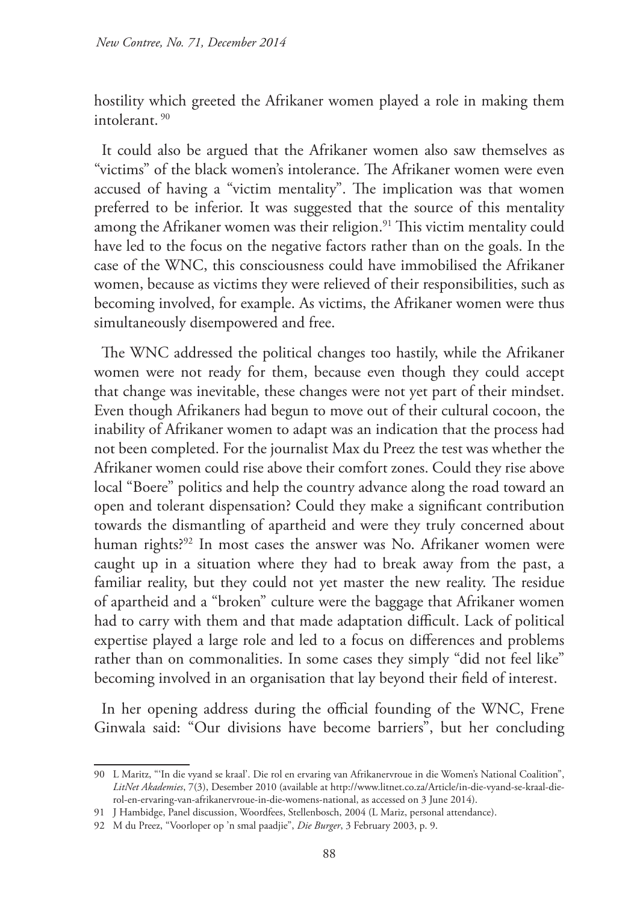hostility which greeted the Afrikaner women played a role in making them intolerant. [90]

It could also be argued that the Afrikaner women also saw themselves as "victims" of the black women's intolerance. The Afrikaner women were even accused of having a "victim mentality". The implication was that women preferred to be inferior. It was suggested that the source of this mentality among the Afrikaner women was their religion.[91] This victim mentality could have led to the focus on the negative factors rather than on the goals. In the case of the WNC, this consciousness could have immobilised the Afrikaner women, because as victims they were relieved of their responsibilities, such as becoming involved, for example. As victims, the Afrikaner women were thus simultaneously disempowered and free.

The WNC addressed the political changes too hastily, while the Afrikaner women were not ready for them, because even though they could accept that change was inevitable, these changes were not yet part of their mindset. Even though Afrikaners had begun to move out of their cultural cocoon, the inability of Afrikaner women to adapt was an indication that the process had not been completed. For the journalist Max du Preez the test was whether the Afrikaner women could rise above their comfort zones. Could they rise above local "Boere" politics and help the country advance along the road toward an open and tolerant dispensation? Could they make a significant contribution towards the dismantling of apartheid and were they truly concerned about human rights?[92] In most cases the answer was No. Afrikaner women were caught up in a situation where they had to break away from the past, a familiar reality, but they could not yet master the new reality. The residue of apartheid and a "broken" culture were the baggage that Afrikaner women had to carry with them and that made adaptation difficult. Lack of political expertise played a large role and led to a focus on differences and problems rather than on commonalities. In some cases they simply "did not feel like" becoming involved in an organisation that lay beyond their field of interest.

In her opening address during the official founding of the WNC, Frene Ginwala said: "Our divisions have become barriers", but her concluding

---

90 L Maritz, "'In die vyand se kraal'. Die rol en ervaring van Afrikanervroue in die Women's National Coalition", *LitNet Akademies*, 7(3), Desember 2010 (available at http://www.litnet.co.za/Article/in-die-vyand-se-kraal-die-rol-en-ervaring-van-afrikanervroue-in-die-womens-national, as accessed on 3 June 2014).

91 J Hambidge, Panel discussion, Woordfees, Stellenbosch, 2004 (L Mariz, personal attendance).

92 M du Preez, "Voorloper op 'n smal paadjie", *Die Burger*, 3 February 2003, p. 9.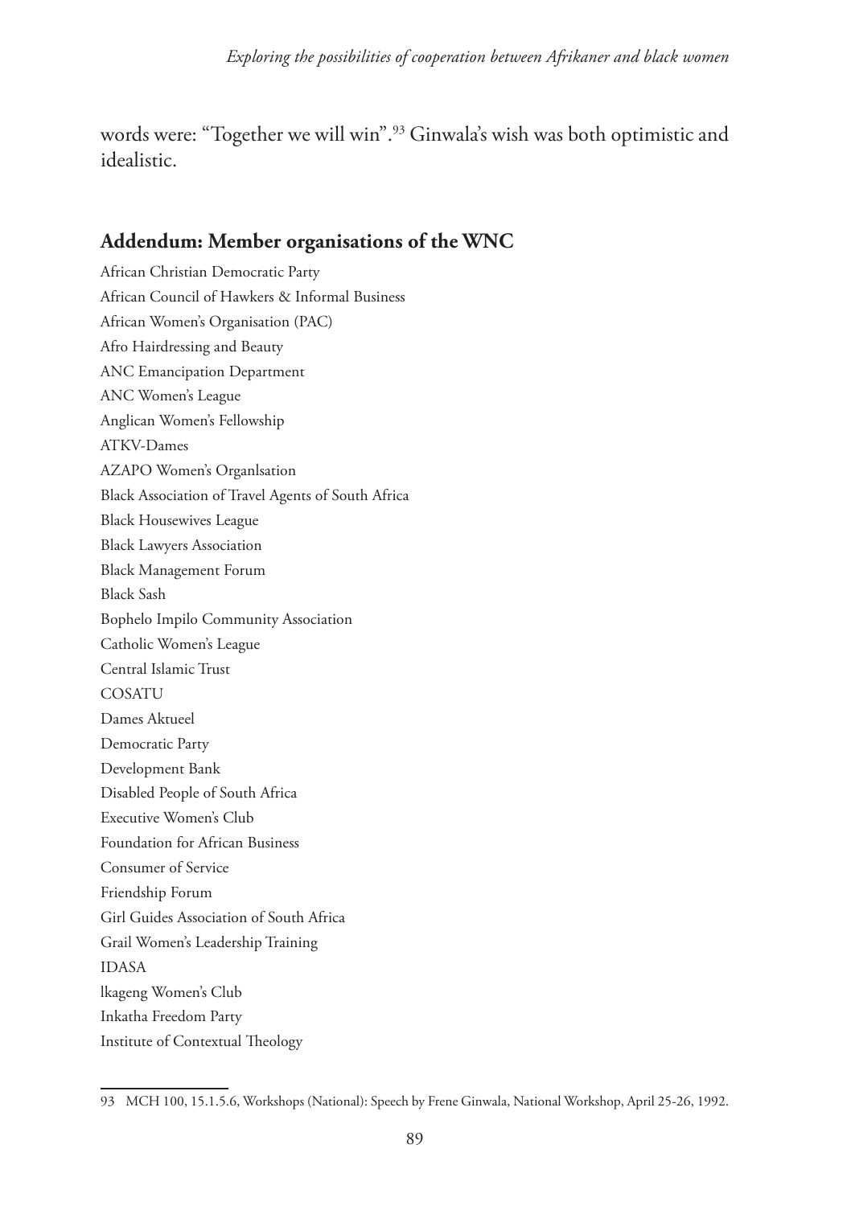words were: "Together we will win".[93] Ginwala's wish was both optimistic and idealistic.

## Addendum: Member organisations of the WNC

African Christian Democratic Party
African Council of Hawkers & Informal Business
African Women's Organisation (PAC)
Afro Hairdressing and Beauty
ANC Emancipation Department
ANC Women's League
Anglican Women's Fellowship
ATKV-Dames
AZAPO Women's Organlsation
Black Association of Travel Agents of South Africa
Black Housewives League
Black Lawyers Association
Black Management Forum
Black Sash
Bophelo Impilo Community Association
Catholic Women's League
Central Islamic Trust
COSATU
Dames Aktueel
Democratic Party
Development Bank
Disabled People of South Africa
Executive Women's Club
Foundation for African Business
Consumer of Service
Friendship Forum
Girl Guides Association of South Africa
Grail Women's Leadership Training
IDASA
lkageng Women's Club
Inkatha Freedom Party
Institute of Contextual Theology

---

93 MCH 100, 15.1.5.6, Workshops (National): Speech by Frene Ginwala, National Workshop, April 25-26, 1992.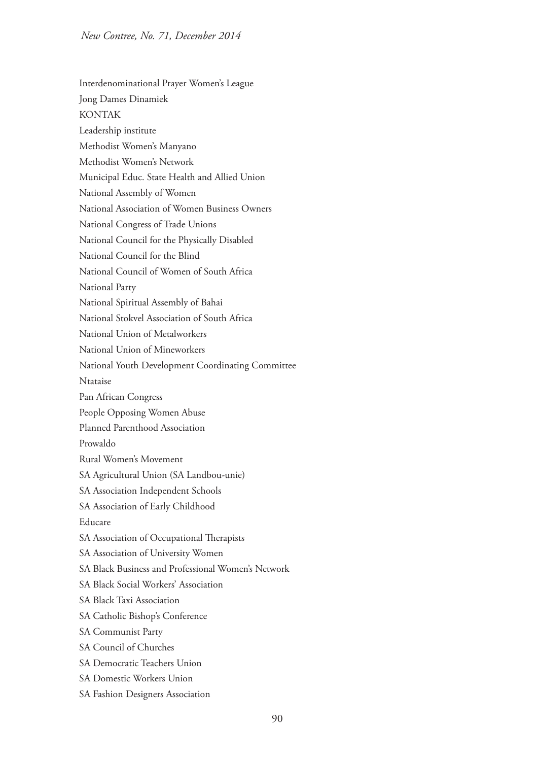Interdenominational Prayer Women's League

Jong Dames Dinamiek

KONTAK

Leadership institute

Methodist Women's Manyano

Methodist Women's Network

Municipal Educ. State Health and Allied Union

National Assembly of Women

National Association of Women Business Owners

National Congress of Trade Unions

National Council for the Physically Disabled

National Council for the Blind

National Council of Women of South Africa

National Party

National Spiritual Assembly of Bahai

National Stokvel Association of South Africa

National Union of Metalworkers

National Union of Mineworkers

National Youth Development Coordinating Committee

Ntataise

Pan African Congress

People Opposing Women Abuse

Planned Parenthood Association

Prowaldo

Rural Women's Movement

SA Agricultural Union (SA Landbou-unie)

SA Association Independent Schools

SA Association of Early Childhood

Educare

SA Association of Occupational Therapists

SA Association of University Women

SA Black Business and Professional Women's Network

SA Black Social Workers' Association

SA Black Taxi Association

SA Catholic Bishop's Conference

SA Communist Party

SA Council of Churches

SA Democratic Teachers Union

SA Domestic Workers Union

SA Fashion Designers Association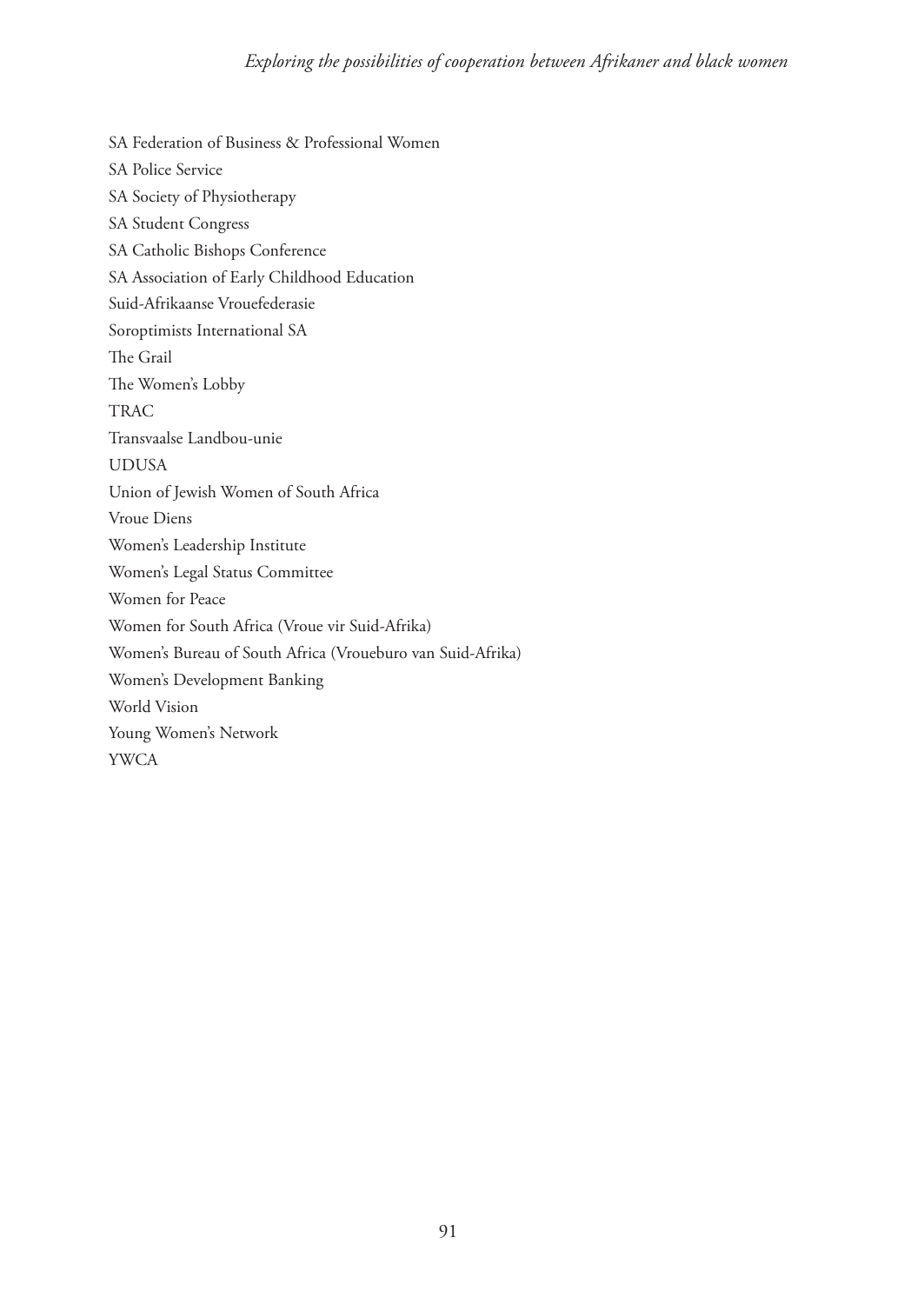SA Federation of Business & Professional Women

SA Police Service

SA Society of Physiotherapy

SA Student Congress

SA Catholic Bishops Conference

SA Association of Early Childhood Education

Suid-Afrikaanse Vrouefederasie

Soroptimists International SA

The Grail

The Women's Lobby

TRAC

Transvaalse Landbou-unie

UDUSA

Union of Jewish Women of South Africa

Vroue Diens

Women's Leadership Institute

Women's Legal Status Committee

Women for Peace

Women for South Africa (Vroue vir Suid-Afrika)

Women's Bureau of South Africa (Vroueburo van Suid-Afrika)

Women's Development Banking

World Vision

Young Women's Network

YWCA